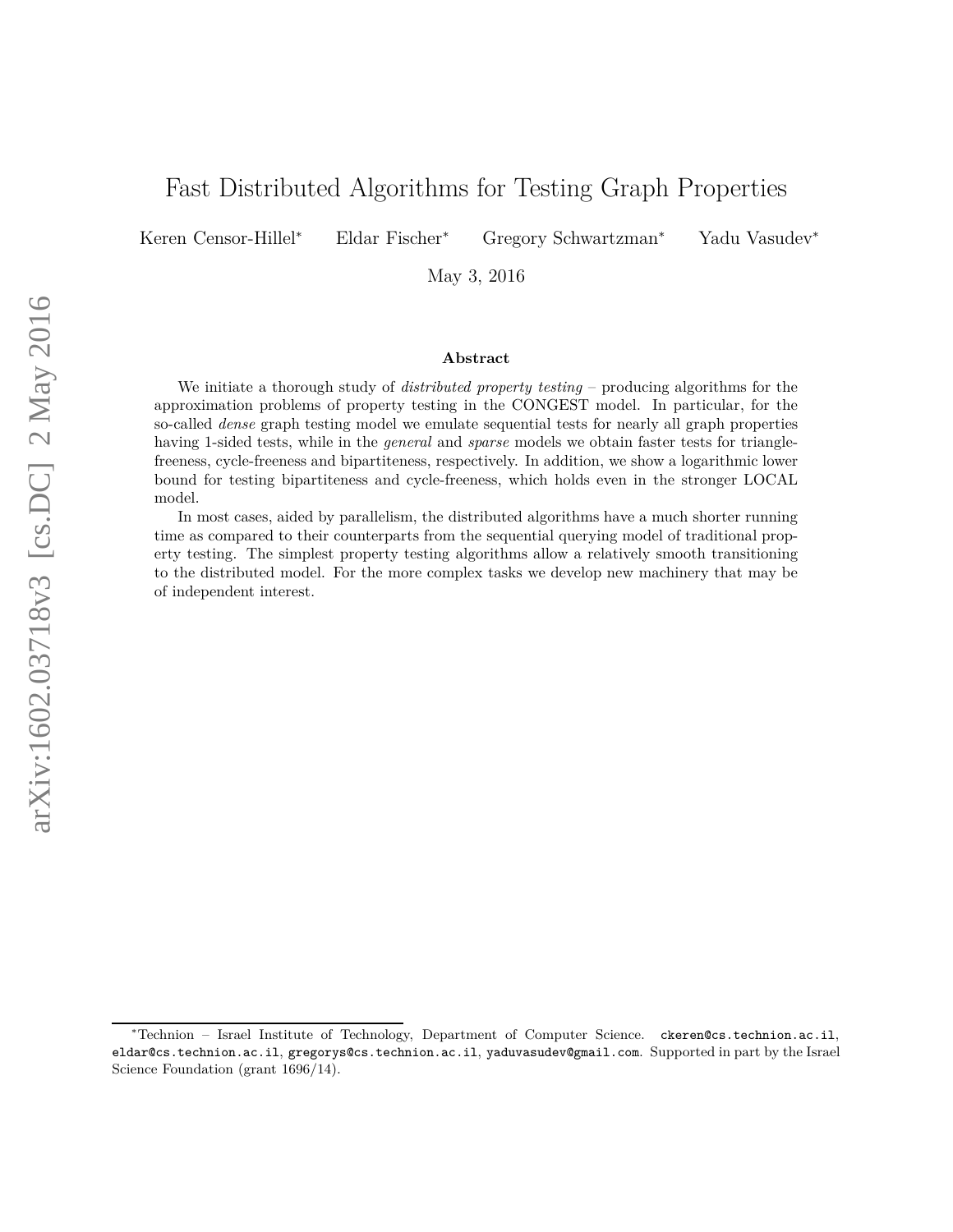# Fast Distributed Algorithms for Testing Graph Properties

Keren Censor-Hillel[*] Eldar Fischer[*] Gregory Schwartzman[*] Yadu Vasudev[*]

May 3, 2016

## Abstract

We initiate a thorough study of *distributed property testing* – producing algorithms for the approximation problems of property testing in the CONGEST model. In particular, for the so-called *dense* graph testing model we emulate sequential tests for nearly all graph properties having 1-sided tests, while in the *general* and *sparse* models we obtain faster tests for triangle-freeness, cycle-freeness and bipartiteness, respectively. In addition, we show a logarithmic lower bound for testing bipartiteness and cycle-freeness, which holds even in the stronger LOCAL model.

In most cases, aided by parallelism, the distributed algorithms have a much shorter running time as compared to their counterparts from the sequential querying model of traditional property testing. The simplest property testing algorithms allow a relatively smooth transitioning to the distributed model. For the more complex tasks we develop new machinery that may be of independent interest.

---

[*]Technion – Israel Institute of Technology, Department of Computer Science. ckeren@cs.technion.ac.il, eldar@cs.technion.ac.il, gregorys@cs.technion.ac.il, yaduvasudev@gmail.com. Supported in part by the Israel Science Foundation (grant 1696/14).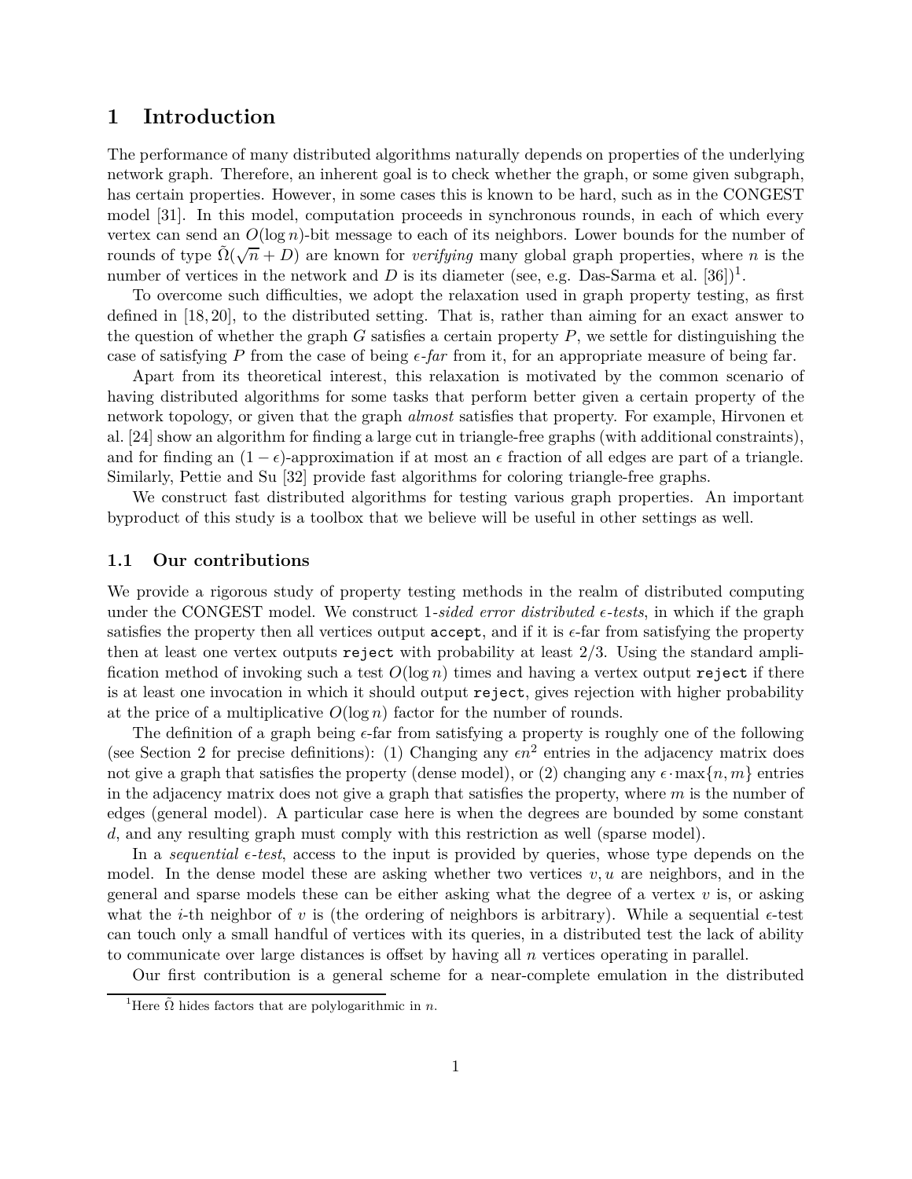## 1 Introduction

The performance of many distributed algorithms naturally depends on properties of the underlying network graph. Therefore, an inherent goal is to check whether the graph, or some given subgraph, has certain properties. However, in some cases this is known to be hard, such as in the CONGEST model [31]. In this model, computation proceeds in synchronous rounds, in each of which every vertex can send an $O(\log n)$-bit message to each of its neighbors. Lower bounds for the number of rounds of type $\tilde{\Omega}(\sqrt{n} + D)$ are known for *verifying* many global graph properties, where $n$ is the number of vertices in the network and $D$ is its diameter (see, e.g. Das-Sarma et al. [36])[1].

To overcome such difficulties, we adopt the relaxation used in graph property testing, as first defined in [18, 20], to the distributed setting. That is, rather than aiming for an exact answer to the question of whether the graph $G$ satisfies a certain property $P$, we settle for distinguishing the case of satisfying $P$ from the case of being $\epsilon$*-far* from it, for an appropriate measure of being far.

Apart from its theoretical interest, this relaxation is motivated by the common scenario of having distributed algorithms for some tasks that perform better given a certain property of the network topology, or given that the graph *almost* satisfies that property. For example, Hirvonen et al. [24] show an algorithm for finding a large cut in triangle-free graphs (with additional constraints), and for finding an $(1 - \epsilon)$-approximation if at most an $\epsilon$ fraction of all edges are part of a triangle. Similarly, Pettie and Su [32] provide fast algorithms for coloring triangle-free graphs.

We construct fast distributed algorithms for testing various graph properties. An important byproduct of this study is a toolbox that we believe will be useful in other settings as well.

### 1.1 Our contributions

We provide a rigorous study of property testing methods in the realm of distributed computing under the CONGEST model. We construct 1*-sided error distributed* $\epsilon$*-tests*, in which if the graph satisfies the property then all vertices output `accept`, and if it is $\epsilon$-far from satisfying the property then at least one vertex outputs `reject` with probability at least $2/3$. Using the standard amplification method of invoking such a test $O(\log n)$ times and having a vertex output `reject` if there is at least one invocation in which it should output `reject`, gives rejection with higher probability at the price of a multiplicative $O(\log n)$ factor for the number of rounds.

The definition of a graph being $\epsilon$-far from satisfying a property is roughly one of the following (see Section 2 for precise definitions): (1) Changing any $\epsilon n^2$ entries in the adjacency matrix does not give a graph that satisfies the property (dense model), or (2) changing any $\epsilon \cdot \max\{n, m\}$ entries in the adjacency matrix does not give a graph that satisfies the property, where $m$ is the number of edges (general model). A particular case here is when the degrees are bounded by some constant $d$, and any resulting graph must comply with this restriction as well (sparse model).

In a *sequential* $\epsilon$*-test*, access to the input is provided by queries, whose type depends on the model. In the dense model these are asking whether two vertices $v, u$ are neighbors, and in the general and sparse models these can be either asking what the degree of a vertex $v$ is, or asking what the $i$-th neighbor of $v$ is (the ordering of neighbors is arbitrary). While a sequential $\epsilon$-test can touch only a small handful of vertices with its queries, in a distributed test the lack of ability to communicate over large distances is offset by having all $n$ vertices operating in parallel.

Our first contribution is a general scheme for a near-complete emulation in the distributed

[1] Here $\tilde{\Omega}$ hides factors that are polylogarithmic in $n$.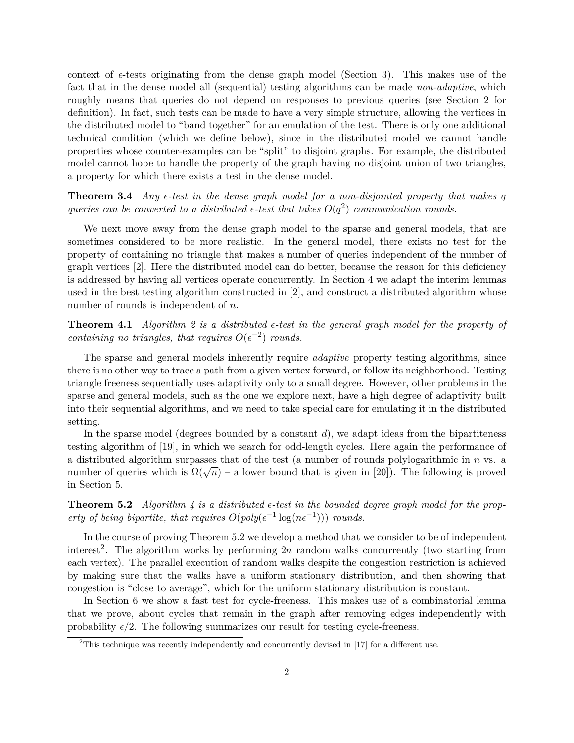context of $\epsilon$-tests originating from the dense graph model (Section 3). This makes use of the fact that in the dense model all (sequential) testing algorithms can be made *non-adaptive*, which roughly means that queries do not depend on responses to previous queries (see Section 2 for definition). In fact, such tests can be made to have a very simple structure, allowing the vertices in the distributed model to "band together" for an emulation of the test. There is only one additional technical condition (which we define below), since in the distributed model we cannot handle properties whose counter-examples can be "split" to disjoint graphs. For example, the distributed model cannot hope to handle the property of the graph having no disjoint union of two triangles, a property for which there exists a test in the dense model.

**Theorem 3.4** *Any $\epsilon$-test in the dense graph model for a non-disjointed property that makes $q$ queries can be converted to a distributed $\epsilon$-test that takes $O(q^2)$ communication rounds.*

We next move away from the dense graph model to the sparse and general models, that are sometimes considered to be more realistic. In the general model, there exists no test for the property of containing no triangle that makes a number of queries independent of the number of graph vertices [2]. Here the distributed model can do better, because the reason for this deficiency is addressed by having all vertices operate concurrently. In Section 4 we adapt the interim lemmas used in the best testing algorithm constructed in [2], and construct a distributed algorithm whose number of rounds is independent of $n$.

**Theorem 4.1** *Algorithm 2 is a distributed $\epsilon$-test in the general graph model for the property of containing no triangles, that requires $O(\epsilon^{-2})$ rounds.*

The sparse and general models inherently require *adaptive* property testing algorithms, since there is no other way to trace a path from a given vertex forward, or follow its neighborhood. Testing triangle freeness sequentially uses adaptivity only to a small degree. However, other problems in the sparse and general models, such as the one we explore next, have a high degree of adaptivity built into their sequential algorithms, and we need to take special care for emulating it in the distributed setting.

In the sparse model (degrees bounded by a constant $d$), we adapt ideas from the bipartiteness testing algorithm of [19], in which we search for odd-length cycles. Here again the performance of a distributed algorithm surpasses that of the test (a number of rounds polylogarithmic in $n$ vs. a number of queries which is $\Omega(\sqrt{n})$ – a lower bound that is given in [20]). The following is proved in Section 5.

**Theorem 5.2** *Algorithm 4 is a distributed $\epsilon$-test in the bounded degree graph model for the property of being bipartite, that requires $O(poly(\epsilon^{-1}\log(n\epsilon^{-1})))$ rounds.*

In the course of proving Theorem 5.2 we develop a method that we consider to be of independent interest[2]. The algorithm works by performing $2n$ random walks concurrently (two starting from each vertex). The parallel execution of random walks despite the congestion restriction is achieved by making sure that the walks have a uniform stationary distribution, and then showing that congestion is "close to average", which for the uniform stationary distribution is constant.

In Section 6 we show a fast test for cycle-freeness. This makes use of a combinatorial lemma that we prove, about cycles that remain in the graph after removing edges independently with probability $\epsilon/2$. The following summarizes our result for testing cycle-freeness.

[2]This technique was recently independently and concurrently devised in [17] for a different use.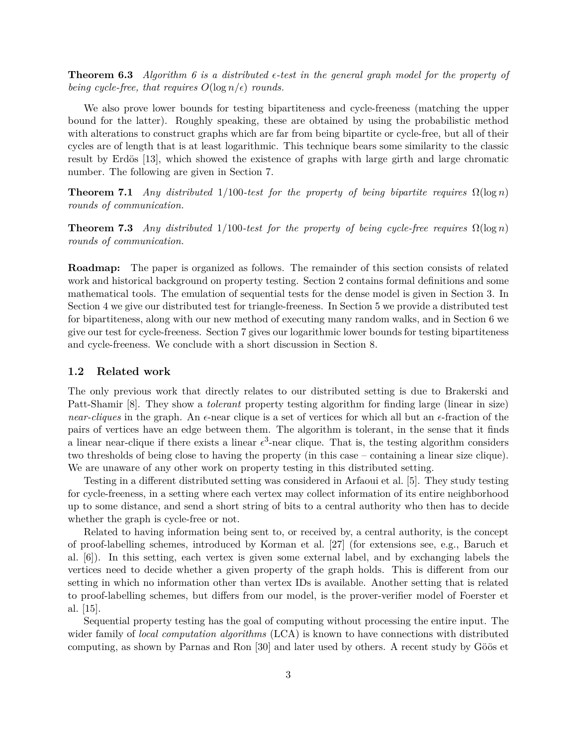**Theorem 6.3** *Algorithm 6 is a distributed $\epsilon$-test in the general graph model for the property of being cycle-free, that requires $O(\log n/\epsilon)$ rounds.*

We also prove lower bounds for testing bipartiteness and cycle-freeness (matching the upper bound for the latter). Roughly speaking, these are obtained by using the probabilistic method with alterations to construct graphs which are far from being bipartite or cycle-free, but all of their cycles are of length that is at least logarithmic. This technique bears some similarity to the classic result by Erdös [13], which showed the existence of graphs with large girth and large chromatic number. The following are given in Section 7.

**Theorem 7.1** *Any distributed $1/100$-test for the property of being bipartite requires $\Omega(\log n)$ rounds of communication.*

**Theorem 7.3** *Any distributed $1/100$-test for the property of being cycle-free requires $\Omega(\log n)$ rounds of communication.*

**Roadmap:** The paper is organized as follows. The remainder of this section consists of related work and historical background on property testing. Section 2 contains formal definitions and some mathematical tools. The emulation of sequential tests for the dense model is given in Section 3. In Section 4 we give our distributed test for triangle-freeness. In Section 5 we provide a distributed test for bipartiteness, along with our new method of executing many random walks, and in Section 6 we give our test for cycle-freeness. Section 7 gives our logarithmic lower bounds for testing bipartiteness and cycle-freeness. We conclude with a short discussion in Section 8.

### 1.2 Related work

The only previous work that directly relates to our distributed setting is due to Brakerski and Patt-Shamir [8]. They show a *tolerant* property testing algorithm for finding large (linear in size) *near-cliques* in the graph. An $\epsilon$-near clique is a set of vertices for which all but an $\epsilon$-fraction of the pairs of vertices have an edge between them. The algorithm is tolerant, in the sense that it finds a linear near-clique if there exists a linear $\epsilon^3$-near clique. That is, the testing algorithm considers two thresholds of being close to having the property (in this case – containing a linear size clique). We are unaware of any other work on property testing in this distributed setting.

Testing in a different distributed setting was considered in Arfaoui et al. [5]. They study testing for cycle-freeness, in a setting where each vertex may collect information of its entire neighborhood up to some distance, and send a short string of bits to a central authority who then has to decide whether the graph is cycle-free or not.

Related to having information being sent to, or received by, a central authority, is the concept of proof-labelling schemes, introduced by Korman et al. [27] (for extensions see, e.g., Baruch et al. [6]). In this setting, each vertex is given some external label, and by exchanging labels the vertices need to decide whether a given property of the graph holds. This is different from our setting in which no information other than vertex IDs is available. Another setting that is related to proof-labelling schemes, but differs from our model, is the prover-verifier model of Foerster et al. [15].

Sequential property testing has the goal of computing without processing the entire input. The wider family of *local computation algorithms* (LCA) is known to have connections with distributed computing, as shown by Parnas and Ron [30] and later used by others. A recent study by Göös et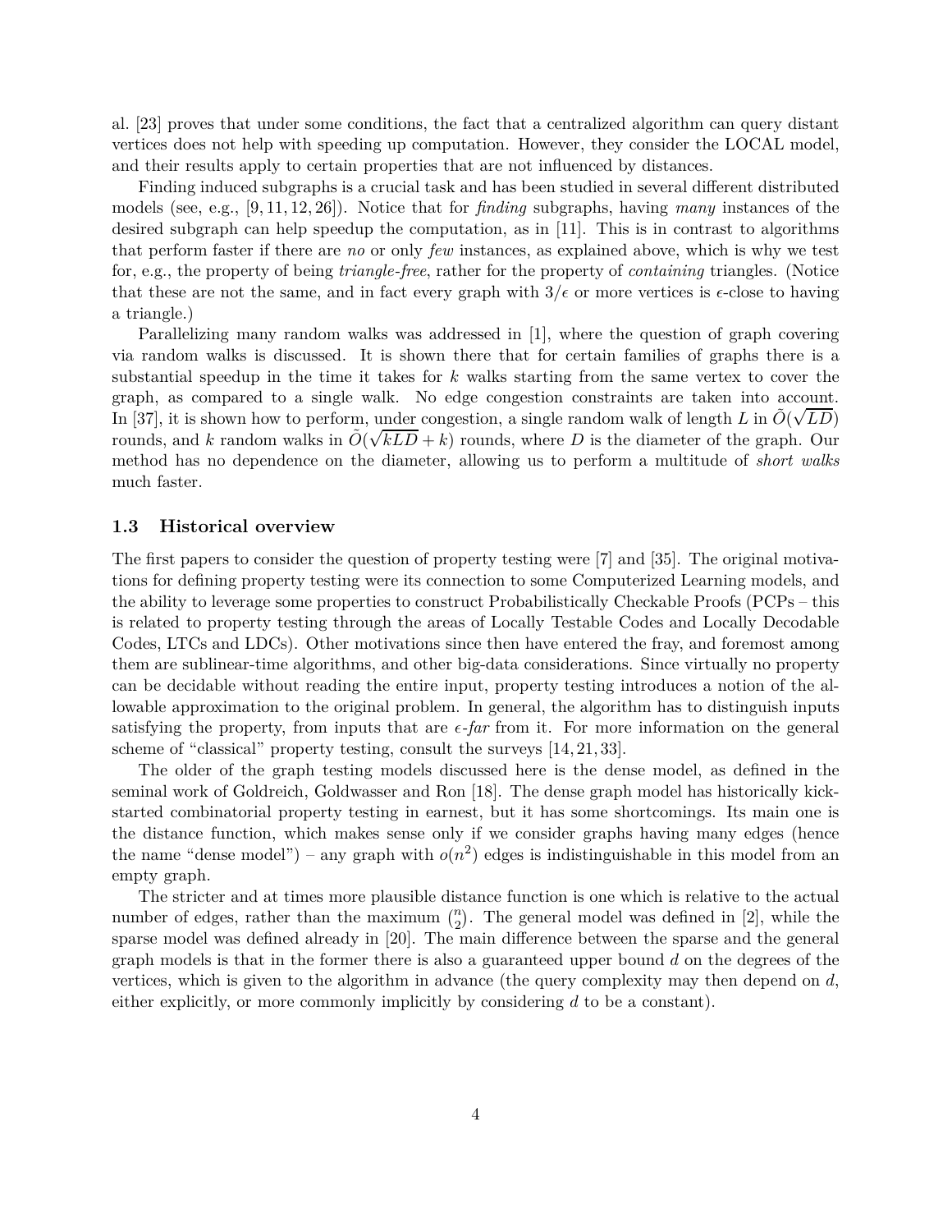al. [23] proves that under some conditions, the fact that a centralized algorithm can query distant vertices does not help with speeding up computation. However, they consider the LOCAL model, and their results apply to certain properties that are not influenced by distances.

Finding induced subgraphs is a crucial task and has been studied in several different distributed models (see, e.g., [9, 11, 12, 26]). Notice that for *finding* subgraphs, having *many* instances of the desired subgraph can help speedup the computation, as in [11]. This is in contrast to algorithms that perform faster if there are *no* or only *few* instances, as explained above, which is why we test for, e.g., the property of being *triangle-free*, rather for the property of *containing* triangles. (Notice that these are not the same, and in fact every graph with $3/\epsilon$ or more vertices is $\epsilon$-close to having a triangle.)

Parallelizing many random walks was addressed in [1], where the question of graph covering via random walks is discussed. It is shown there that for certain families of graphs there is a substantial speedup in the time it takes for $k$ walks starting from the same vertex to cover the graph, as compared to a single walk. No edge congestion constraints are taken into account. In [37], it is shown how to perform, under congestion, a single random walk of length $L$ in $\tilde{O}(\sqrt{LD})$ rounds, and $k$ random walks in $\tilde{O}(\sqrt{kLD} + k)$ rounds, where $D$ is the diameter of the graph. Our method has no dependence on the diameter, allowing us to perform a multitude of *short walks* much faster.

### 1.3 Historical overview

The first papers to consider the question of property testing were [7] and [35]. The original motivations for defining property testing were its connection to some Computerized Learning models, and the ability to leverage some properties to construct Probabilistically Checkable Proofs (PCPs – this is related to property testing through the areas of Locally Testable Codes and Locally Decodable Codes, LTCs and LDCs). Other motivations since then have entered the fray, and foremost among them are sublinear-time algorithms, and other big-data considerations. Since virtually no property can be decidable without reading the entire input, property testing introduces a notion of the allowable approximation to the original problem. In general, the algorithm has to distinguish inputs satisfying the property, from inputs that are $\epsilon$*-far* from it. For more information on the general scheme of "classical" property testing, consult the surveys [14, 21, 33].

The older of the graph testing models discussed here is the dense model, as defined in the seminal work of Goldreich, Goldwasser and Ron [18]. The dense graph model has historically kick-started combinatorial property testing in earnest, but it has some shortcomings. Its main one is the distance function, which makes sense only if we consider graphs having many edges (hence the name "dense model") – any graph with $o(n^2)$ edges is indistinguishable in this model from an empty graph.

The stricter and at times more plausible distance function is one which is relative to the actual number of edges, rather than the maximum $\binom{n}{2}$. The general model was defined in [2], while the sparse model was defined already in [20]. The main difference between the sparse and the general graph models is that in the former there is also a guaranteed upper bound $d$ on the degrees of the vertices, which is given to the algorithm in advance (the query complexity may then depend on $d$, either explicitly, or more commonly implicitly by considering $d$ to be a constant).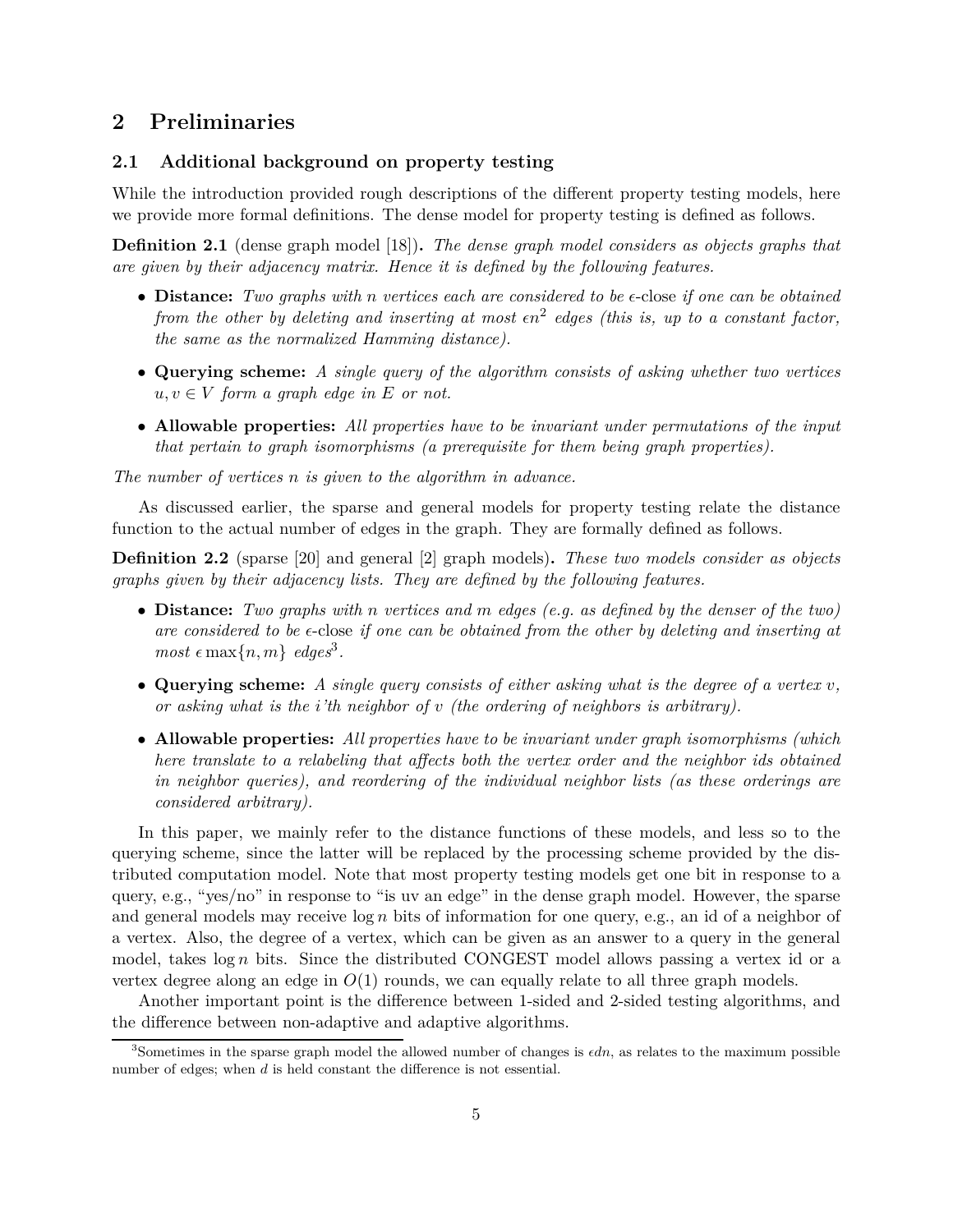## 2 Preliminaries

### 2.1 Additional background on property testing

While the introduction provided rough descriptions of the different property testing models, here we provide more formal definitions. The dense model for property testing is defined as follows.

**Definition 2.1** (dense graph model [18])**.** *The dense graph model considers as objects graphs that are given by their adjacency matrix. Hence it is defined by the following features.*

- **Distance:** *Two graphs with $n$ vertices each are considered to be $\epsilon$-*close *if one can be obtained from the other by deleting and inserting at most $\epsilon n^2$ edges (this is, up to a constant factor, the same as the normalized Hamming distance).*
- **Querying scheme:** *A single query of the algorithm consists of asking whether two vertices $u, v \in V$ form a graph edge in $E$ or not.*
- **Allowable properties:** *All properties have to be invariant under permutations of the input that pertain to graph isomorphisms (a prerequisite for them being graph properties).*

*The number of vertices $n$ is given to the algorithm in advance.*

As discussed earlier, the sparse and general models for property testing relate the distance function to the actual number of edges in the graph. They are formally defined as follows.

**Definition 2.2** (sparse [20] and general [2] graph models)**.** *These two models consider as objects graphs given by their adjacency lists. They are defined by the following features.*

- **Distance:** *Two graphs with $n$ vertices and $m$ edges (e.g. as defined by the denser of the two) are considered to be $\epsilon$-*close *if one can be obtained from the other by deleting and inserting at most $\epsilon \max\{n, m\}$ edges*[3]*.*
- **Querying scheme:** *A single query consists of either asking what is the degree of a vertex $v$, or asking what is the $i$'th neighbor of $v$ (the ordering of neighbors is arbitrary).*
- **Allowable properties:** *All properties have to be invariant under graph isomorphisms (which here translate to a relabeling that affects both the vertex order and the neighbor ids obtained in neighbor queries), and reordering of the individual neighbor lists (as these orderings are considered arbitrary).*

In this paper, we mainly refer to the distance functions of these models, and less so to the querying scheme, since the latter will be replaced by the processing scheme provided by the distributed computation model. Note that most property testing models get one bit in response to a query, e.g., "yes/no" in response to "is uv an edge" in the dense graph model. However, the sparse and general models may receive $\log n$ bits of information for one query, e.g., an id of a neighbor of a vertex. Also, the degree of a vertex, which can be given as an answer to a query in the general model, takes $\log n$ bits. Since the distributed CONGEST model allows passing a vertex id or a vertex degree along an edge in $O(1)$ rounds, we can equally relate to all three graph models.

Another important point is the difference between 1-sided and 2-sided testing algorithms, and the difference between non-adaptive and adaptive algorithms.

[3] Sometimes in the sparse graph model the allowed number of changes is $\epsilon dn$, as relates to the maximum possible number of edges; when $d$ is held constant the difference is not essential.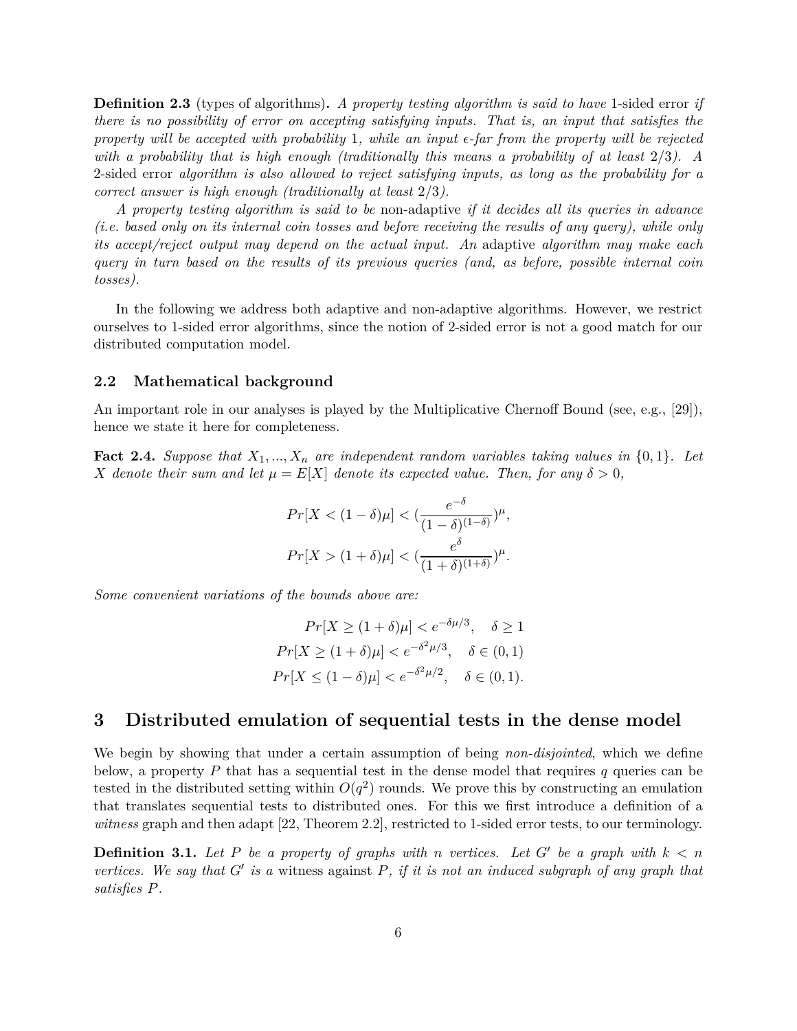**Definition 2.3** (types of algorithms)**.** *A property testing algorithm is said to have* 1-sided error *if there is no possibility of error on accepting satisfying inputs. That is, an input that satisfies the property will be accepted with probability* 1*, while an input $\epsilon$-far from the property will be rejected with a probability that is high enough (traditionally this means a probability of at least* 2/3*). A* 2-sided error *algorithm is also allowed to reject satisfying inputs, as long as the probability for a correct answer is high enough (traditionally at least* 2/3*).*

*A property testing algorithm is said to be* non-adaptive *if it decides all its queries in advance (i.e. based only on its internal coin tosses and before receiving the results of any query), while only its accept/reject output may depend on the actual input. An* adaptive *algorithm may make each query in turn based on the results of its previous queries (and, as before, possible internal coin tosses).*

In the following we address both adaptive and non-adaptive algorithms. However, we restrict ourselves to 1-sided error algorithms, since the notion of 2-sided error is not a good match for our distributed computation model.

### 2.2 Mathematical background

An important role in our analyses is played by the Multiplicative Chernoff Bound (see, e.g., [29]), hence we state it here for completeness.

**Fact 2.4.** *Suppose that $X_1, ..., X_n$ are independent random variables taking values in $\{0, 1\}$. Let $X$ denote their sum and let $\mu = E[X]$ denote its expected value. Then, for any $\delta > 0$,*

$$Pr[X < (1 - \delta)\mu] < (\frac{e^{-\delta}}{(1 - \delta)^{(1-\delta)}})^{\mu},$$

$$Pr[X > (1 + \delta)\mu] < (\frac{e^{\delta}}{(1 + \delta)^{(1+\delta)}})^{\mu}.$$

*Some convenient variations of the bounds above are:*

$$Pr[X \geq (1 + \delta)\mu] < e^{-\delta\mu/3}, \quad \delta \geq 1$$

$$Pr[X \geq (1 + \delta)\mu] < e^{-\delta^2\mu/3}, \quad \delta \in (0, 1)$$

$$Pr[X \leq (1 - \delta)\mu] < e^{-\delta^2\mu/2}, \quad \delta \in (0, 1).$$

## 3 Distributed emulation of sequential tests in the dense model

We begin by showing that under a certain assumption of being *non-disjointed*, which we define below, a property $P$ that has a sequential test in the dense model that requires $q$ queries can be tested in the distributed setting within $O(q^2)$ rounds. We prove this by constructing an emulation that translates sequential tests to distributed ones. For this we first introduce a definition of a *witness* graph and then adapt [22, Theorem 2.2], restricted to 1-sided error tests, to our terminology.

**Definition 3.1.** *Let $P$ be a property of graphs with $n$ vertices. Let $G'$ be a graph with $k < n$ vertices. We say that $G'$ is a* witness *against $P$, if it is not an induced subgraph of any graph that satisfies $P$.*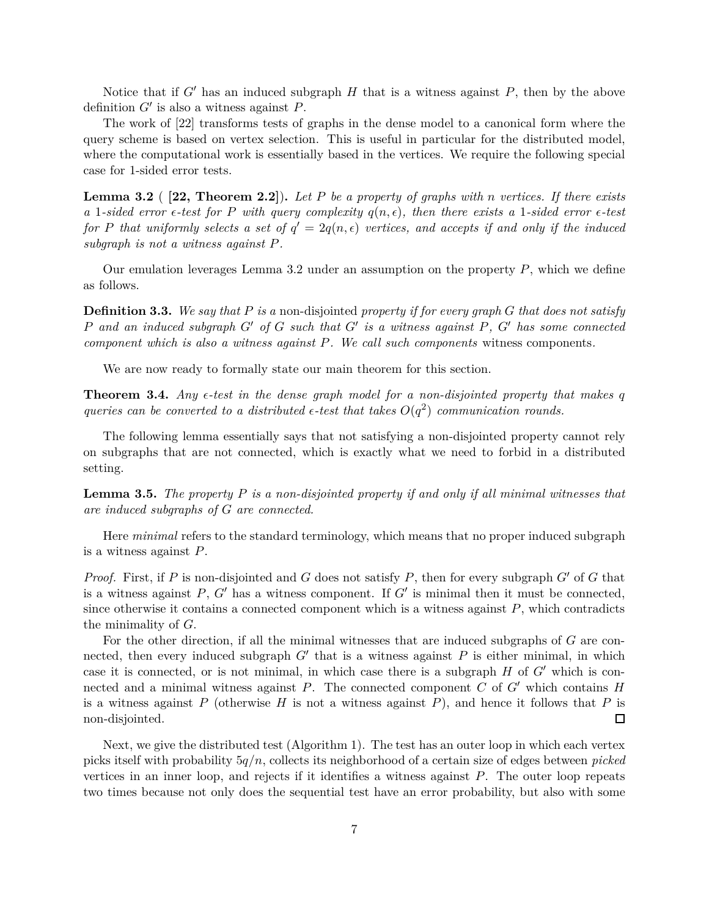Notice that if $G'$ has an induced subgraph $H$ that is a witness against $P$, then by the above definition $G'$ is also a witness against $P$.

The work of [22] transforms tests of graphs in the dense model to a canonical form where the query scheme is based on vertex selection. This is useful in particular for the distributed model, where the computational work is essentially based in the vertices. We require the following special case for 1-sided error tests.

**Lemma 3.2** ( **[22, Theorem 2.2]**). *Let $P$ be a property of graphs with $n$ vertices. If there exists a 1-sided error $\epsilon$-test for $P$ with query complexity $q(n, \epsilon)$, then there exists a 1-sided error $\epsilon$-test for $P$ that uniformly selects a set of $q' = 2q(n, \epsilon)$ vertices, and accepts if and only if the induced subgraph is not a witness against $P$.*

Our emulation leverages Lemma 3.2 under an assumption on the property $P$, which we define as follows.

**Definition 3.3.** *We say that $P$ is a* non-disjointed *property if for every graph $G$ that does not satisfy $P$ and an induced subgraph $G'$ of $G$ such that $G'$ is a witness against $P$, $G'$ has some connected component which is also a witness against $P$. We call such components* witness components*.*

We are now ready to formally state our main theorem for this section.

**Theorem 3.4.** *Any $\epsilon$-test in the dense graph model for a non-disjointed property that makes $q$ queries can be converted to a distributed $\epsilon$-test that takes $O(q^2)$ communication rounds.*

The following lemma essentially says that not satisfying a non-disjointed property cannot rely on subgraphs that are not connected, which is exactly what we need to forbid in a distributed setting.

**Lemma 3.5.** *The property $P$ is a non-disjointed property if and only if all minimal witnesses that are induced subgraphs of $G$ are connected.*

Here *minimal* refers to the standard terminology, which means that no proper induced subgraph is a witness against $P$.

*Proof.* First, if $P$ is non-disjointed and $G$ does not satisfy $P$, then for every subgraph $G'$ of $G$ that is a witness against $P$, $G'$ has a witness component. If $G'$ is minimal then it must be connected, since otherwise it contains a connected component which is a witness against $P$, which contradicts the minimality of $G$.

For the other direction, if all the minimal witnesses that are induced subgraphs of $G$ are connected, then every induced subgraph $G'$ that is a witness against $P$ is either minimal, in which case it is connected, or is not minimal, in which case there is a subgraph $H$ of $G'$ which is connected and a minimal witness against $P$. The connected component $C$ of $G'$ which contains $H$ is a witness against $P$ (otherwise $H$ is not a witness against $P$), and hence it follows that $P$ is non-disjointed. $\square$

Next, we give the distributed test (Algorithm 1). The test has an outer loop in which each vertex picks itself with probability $5q/n$, collects its neighborhood of a certain size of edges between *picked* vertices in an inner loop, and rejects if it identifies a witness against $P$. The outer loop repeats two times because not only does the sequential test have an error probability, but also with some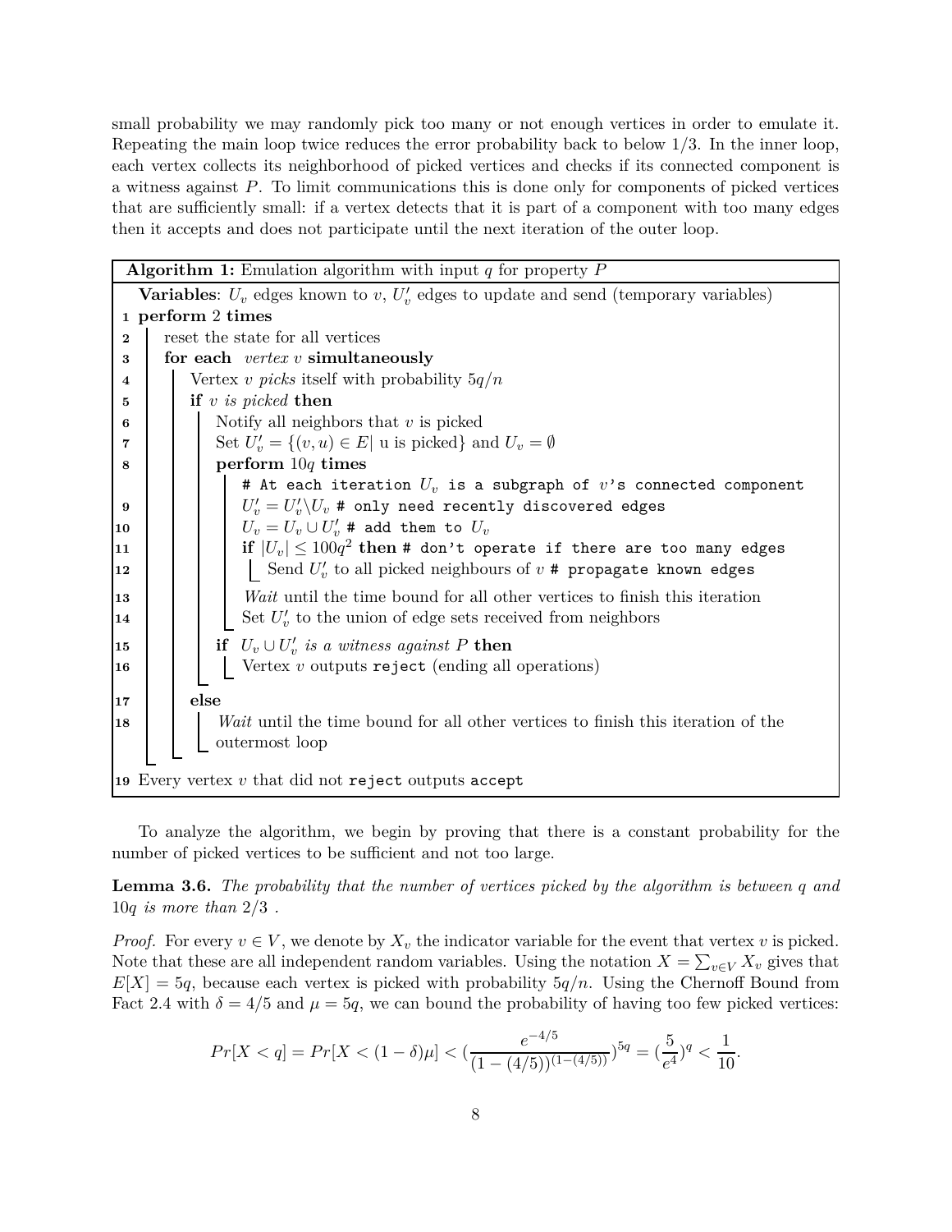small probability we may randomly pick too many or not enough vertices in order to emulate it. Repeating the main loop twice reduces the error probability back to below 1/3. In the inner loop, each vertex collects its neighborhood of picked vertices and checks if its connected component is a witness against $P$. To limit communications this is done only for components of picked vertices that are sufficiently small: if a vertex detects that it is part of a component with too many edges then it accepts and does not participate until the next iteration of the outer loop.

**Algorithm 1:** Emulation algorithm with input $q$ for property $P$

**Variables**: $U_v$ edges known to $v$, $U'_v$ edges to update and send (temporary variables)

```
1  perform 2 times
2      reset the state for all vertices
3      for each vertex v simultaneously
4          Vertex v picks itself with probability 5q/n
5          if v is picked then
6              Notify all neighbors that v is picked
7              Set U'_v = {(v,u) ∈ E | u is picked} and U_v = ∅
8              perform 10q times
                   # At each iteration U_v is a subgraph of v's connected component
9                  U'_v = U'_v \ U_v # only need recently discovered edges
10                 U_v = U_v ∪ U'_v # add them to U_v
11                 if |U_v| ≤ 100q^2 then # don't operate if there are too many edges
12                     Send U'_v to all picked neighbours of v # propagate known edges
13                 Wait until the time bound for all other vertices to finish this iteration
14                 Set U'_v to the union of edge sets received from neighbors
15             if U_v ∪ U'_v is a witness against P then
16                 Vertex v outputs reject (ending all operations)
17         else
18             Wait until the time bound for all other vertices to finish this iteration of the
               outermost loop
19 Every vertex v that did not reject outputs accept
```

To analyze the algorithm, we begin by proving that there is a constant probability for the number of picked vertices to be sufficient and not too large.

**Lemma 3.6.** *The probability that the number of vertices picked by the algorithm is between $q$ and $10q$ is more than $2/3$ .*

*Proof.* For every $v \in V$, we denote by $X_v$ the indicator variable for the event that vertex $v$ is picked. Note that these are all independent random variables. Using the notation $X = \sum_{v \in V} X_v$ gives that $E[X] = 5q$, because each vertex is picked with probability $5q/n$. Using the Chernoff Bound from Fact 2.4 with $\delta = 4/5$ and $\mu = 5q$, we can bound the probability of having too few picked vertices:

$$Pr[X < q] = Pr[X < (1-\delta)\mu] < (\frac{e^{-4/5}}{(1-(4/5))^{(1-(4/5))}})^{5q} = (\frac{5}{e^4})^q < \frac{1}{10}.$$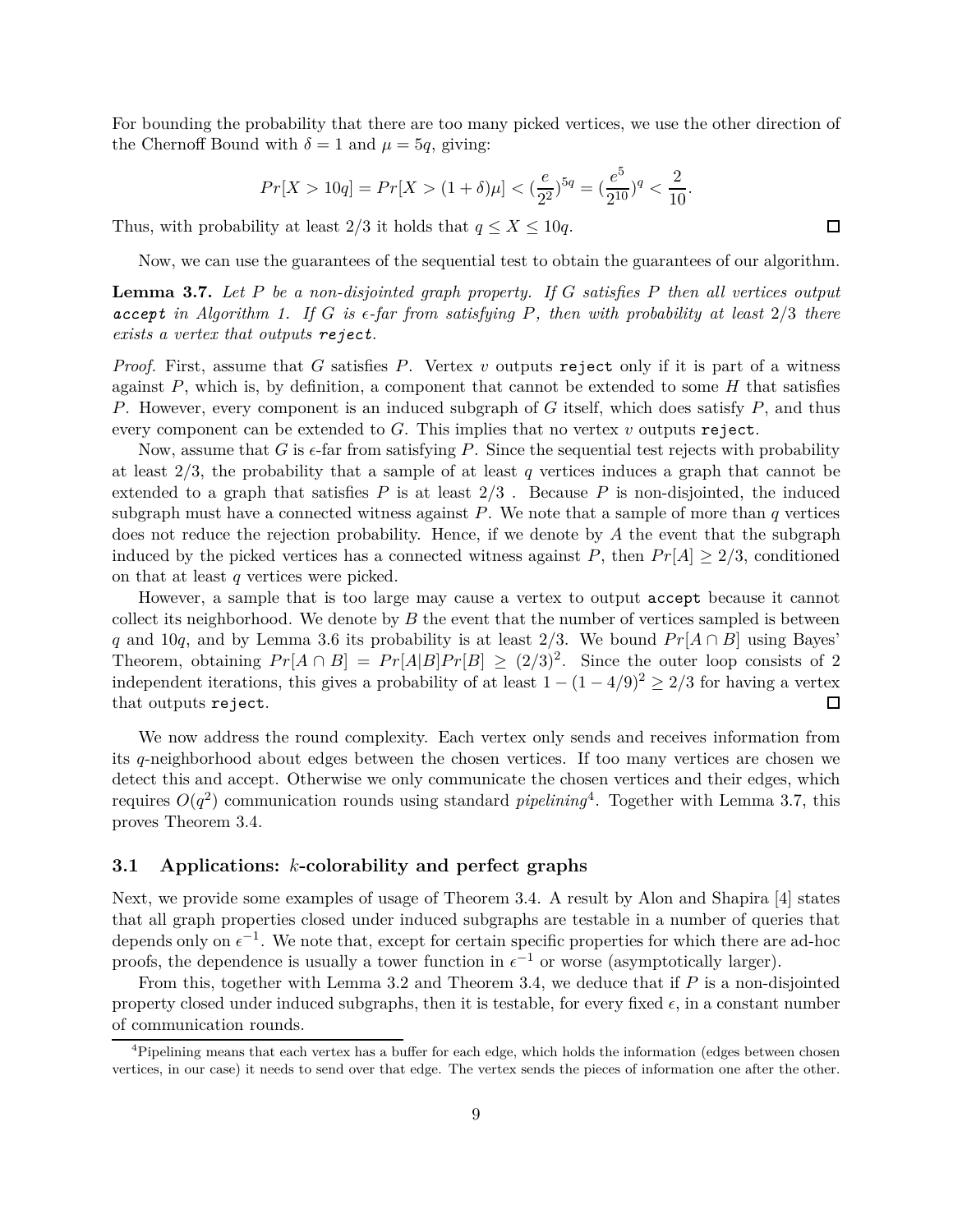For bounding the probability that there are too many picked vertices, we use the other direction of the Chernoff Bound with $\delta = 1$ and $\mu = 5q$, giving:

$$Pr[X > 10q] = Pr[X > (1+\delta)\mu] < (\frac{e}{2^2})^{5q} = (\frac{e^5}{2^{10}})^q < \frac{2}{10}.$$

Thus, with probability at least $2/3$ it holds that $q \leq X \leq 10q$. ◻

Now, we can use the guarantees of the sequential test to obtain the guarantees of our algorithm.

**Lemma 3.7.** *Let $P$ be a non-disjointed graph property. If $G$ satisfies $P$ then all vertices output* `accept` *in Algorithm 1. If $G$ is $\epsilon$-far from satisfying $P$, then with probability at least $2/3$ there exists a vertex that outputs* `reject`*.*

*Proof.* First, assume that $G$ satisfies $P$. Vertex $v$ outputs `reject` only if it is part of a witness against $P$, which is, by definition, a component that cannot be extended to some $H$ that satisfies $P$. However, every component is an induced subgraph of $G$ itself, which does satisfy $P$, and thus every component can be extended to $G$. This implies that no vertex $v$ outputs `reject`.

Now, assume that $G$ is $\epsilon$-far from satisfying $P$. Since the sequential test rejects with probability at least $2/3$, the probability that a sample of at least $q$ vertices induces a graph that cannot be extended to a graph that satisfies $P$ is at least $2/3$ . Because $P$ is non-disjointed, the induced subgraph must have a connected witness against $P$. We note that a sample of more than $q$ vertices does not reduce the rejection probability. Hence, if we denote by $A$ the event that the subgraph induced by the picked vertices has a connected witness against $P$, then $Pr[A] \geq 2/3$, conditioned on that at least $q$ vertices were picked.

However, a sample that is too large may cause a vertex to output `accept` because it cannot collect its neighborhood. We denote by $B$ the event that the number of vertices sampled is between $q$ and $10q$, and by Lemma 3.6 its probability is at least $2/3$. We bound $Pr[A \cap B]$ using Bayes' Theorem, obtaining $Pr[A \cap B] = Pr[A|B]Pr[B] \geq (2/3)^2$. Since the outer loop consists of 2 independent iterations, this gives a probability of at least $1 - (1 - 4/9)^2 \geq 2/3$ for having a vertex that outputs `reject`. ◻

We now address the round complexity. Each vertex only sends and receives information from its $q$-neighborhood about edges between the chosen vertices. If too many vertices are chosen we detect this and accept. Otherwise we only communicate the chosen vertices and their edges, which requires $O(q^2)$ communication rounds using standard *pipelining*[4]. Together with Lemma 3.7, this proves Theorem 3.4.

### 3.1 Applications: $k$-colorability and perfect graphs

Next, we provide some examples of usage of Theorem 3.4. A result by Alon and Shapira [4] states that all graph properties closed under induced subgraphs are testable in a number of queries that depends only on $\epsilon^{-1}$. We note that, except for certain specific properties for which there are ad-hoc proofs, the dependence is usually a tower function in $\epsilon^{-1}$ or worse (asymptotically larger).

From this, together with Lemma 3.2 and Theorem 3.4, we deduce that if $P$ is a non-disjointed property closed under induced subgraphs, then it is testable, for every fixed $\epsilon$, in a constant number of communication rounds.

[4]Pipelining means that each vertex has a buffer for each edge, which holds the information (edges between chosen vertices, in our case) it needs to send over that edge. The vertex sends the pieces of information one after the other.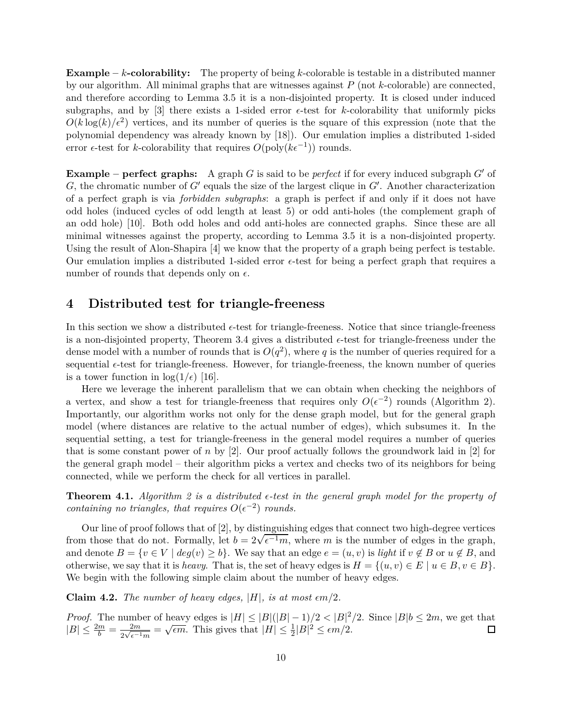**Example – $k$-colorability:** The property of being $k$-colorable is testable in a distributed manner by our algorithm. All minimal graphs that are witnesses against $P$ (not $k$-colorable) are connected, and therefore according to Lemma 3.5 it is a non-disjointed property. It is closed under induced subgraphs, and by [3] there exists a 1-sided error $\epsilon$-test for $k$-colorability that uniformly picks $O(k \log(k)/\epsilon^2)$ vertices, and its number of queries is the square of this expression (note that the polynomial dependency was already known by [18]). Our emulation implies a distributed 1-sided error $\epsilon$-test for $k$-colorability that requires $O(\text{poly}(k\epsilon^{-1}))$ rounds.

**Example – perfect graphs:** A graph $G$ is said to be *perfect* if for every induced subgraph $G'$ of $G$, the chromatic number of $G'$ equals the size of the largest clique in $G'$. Another characterization of a perfect graph is via *forbidden subgraphs*: a graph is perfect if and only if it does not have odd holes (induced cycles of odd length at least 5) or odd anti-holes (the complement graph of an odd hole) [10]. Both odd holes and odd anti-holes are connected graphs. Since these are all minimal witnesses against the property, according to Lemma 3.5 it is a non-disjointed property. Using the result of Alon-Shapira [4] we know that the property of a graph being perfect is testable. Our emulation implies a distributed 1-sided error $\epsilon$-test for being a perfect graph that requires a number of rounds that depends only on $\epsilon$.

# 4 Distributed test for triangle-freeness

In this section we show a distributed $\epsilon$-test for triangle-freeness. Notice that since triangle-freeness is a non-disjointed property, Theorem 3.4 gives a distributed $\epsilon$-test for triangle-freeness under the dense model with a number of rounds that is $O(q^2)$, where $q$ is the number of queries required for a sequential $\epsilon$-test for triangle-freeness. However, for triangle-freeness, the known number of queries is a tower function in $\log(1/\epsilon)$ [16].

Here we leverage the inherent parallelism that we can obtain when checking the neighbors of a vertex, and show a test for triangle-freeness that requires only $O(\epsilon^{-2})$ rounds (Algorithm 2). Importantly, our algorithm works not only for the dense graph model, but for the general graph model (where distances are relative to the actual number of edges), which subsumes it. In the sequential setting, a test for triangle-freeness in the general model requires a number of queries that is some constant power of $n$ by [2]. Our proof actually follows the groundwork laid in [2] for the general graph model – their algorithm picks a vertex and checks two of its neighbors for being connected, while we perform the check for all vertices in parallel.

**Theorem 4.1.** *Algorithm 2 is a distributed $\epsilon$-test in the general graph model for the property of containing no triangles, that requires $O(\epsilon^{-2})$ rounds.*

Our line of proof follows that of [2], by distinguishing edges that connect two high-degree vertices from those that do not. Formally, let $b = 2\sqrt{\epsilon^{-1}m}$, where $m$ is the number of edges in the graph, and denote $B = \{v \in V \mid deg(v) \geq b\}$. We say that an edge $e = (u, v)$ is *light* if $v \notin B$ or $u \notin B$, and otherwise, we say that it is *heavy*. That is, the set of heavy edges is $H = \{(u, v) \in E \mid u \in B, v \in B\}$. We begin with the following simple claim about the number of heavy edges.

**Claim 4.2.** *The number of heavy edges, $|H|$, is at most $\epsilon m/2$.*

*Proof.* The number of heavy edges is $|H| \leq |B|(|B|-1)/2 < |B|^2/2$. Since $|B|b \leq 2m$, we get that $|B| \leq \frac{2m}{b} = \frac{2m}{2\sqrt{\epsilon^{-1}m}} = \sqrt{\epsilon m}$. This gives that $|H| \leq \frac{1}{2}|B|^2 \leq \epsilon m/2$. ◻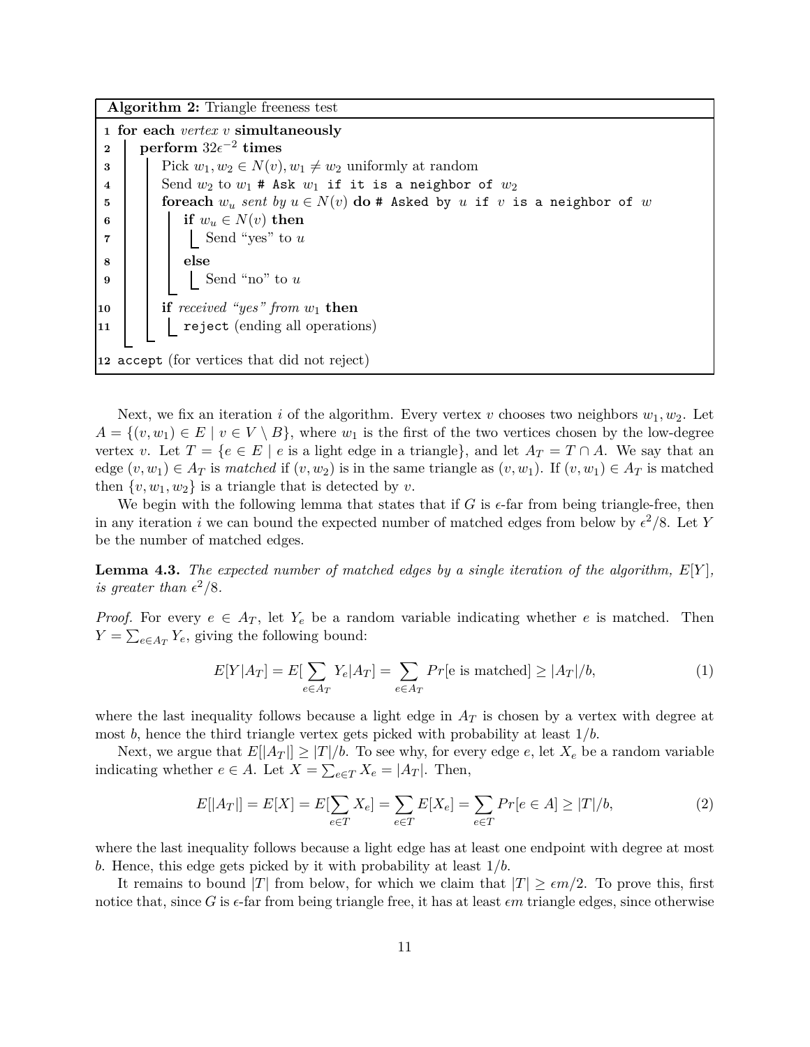**Algorithm 2:** Triangle freeness test

```
1  for each vertex v simultaneously
2      perform 32ε^{-2} times
3          Pick w_1, w_2 ∈ N(v), w_1 ≠ w_2 uniformly at random
4          Send w_2 to w_1 # Ask w_1 if it is a neighbor of w_2
5          foreach w_u sent by u ∈ N(v) do # Asked by u if v is a neighbor of w
6              if w_u ∈ N(v) then
7                  Send "yes" to u
8              else
9                  Send "no" to u
10         if received "yes" from w_1 then
11             reject (ending all operations)
12 accept (for vertices that did not reject)
```

Next, we fix an iteration $i$ of the algorithm. Every vertex $v$ chooses two neighbors $w_1, w_2$. Let $A = \{(v, w_1) \in E \mid v \in V \setminus B\}$, where $w_1$ is the first of the two vertices chosen by the low-degree vertex $v$. Let $T = \{e \in E \mid e \text{ is a light edge in a triangle}\}$, and let $A_T = T \cap A$. We say that an edge $(v, w_1) \in A_T$ is *matched* if $(v, w_2)$ is in the same triangle as $(v, w_1)$. If $(v, w_1) \in A_T$ is matched then $\{v, w_1, w_2\}$ is a triangle that is detected by $v$.

We begin with the following lemma that states that if $G$ is $\epsilon$-far from being triangle-free, then in any iteration $i$ we can bound the expected number of matched edges from below by $\epsilon^2/8$. Let $Y$ be the number of matched edges.

**Lemma 4.3.** *The expected number of matched edges by a single iteration of the algorithm, $E[Y]$, is greater than $\epsilon^2/8$.*

*Proof.* For every $e \in A_T$, let $Y_e$ be a random variable indicating whether $e$ is matched. Then $Y = \sum_{e \in A_T} Y_e$, giving the following bound:

$$E[Y|A_T] = E[\sum_{e \in A_T} Y_e|A_T] = \sum_{e \in A_T} Pr[\text{e is matched}] \geq |A_T|/b, \tag{1}$$

where the last inequality follows because a light edge in $A_T$ is chosen by a vertex with degree at most $b$, hence the third triangle vertex gets picked with probability at least $1/b$.

Next, we argue that $E[|A_T|] \geq |T|/b$. To see why, for every edge $e$, let $X_e$ be a random variable indicating whether $e \in A$. Let $X = \sum_{e \in T} X_e = |A_T|$. Then,

$$E[|A_T|] = E[X] = E[\sum_{e \in T} X_e] = \sum_{e \in T} E[X_e] = \sum_{e \in T} Pr[e \in A] \geq |T|/b, \tag{2}$$

where the last inequality follows because a light edge has at least one endpoint with degree at most $b$. Hence, this edge gets picked by it with probability at least $1/b$.

It remains to bound $|T|$ from below, for which we claim that $|T| \geq \epsilon m/2$. To prove this, first notice that, since $G$ is $\epsilon$-far from being triangle free, it has at least $\epsilon m$ triangle edges, since otherwise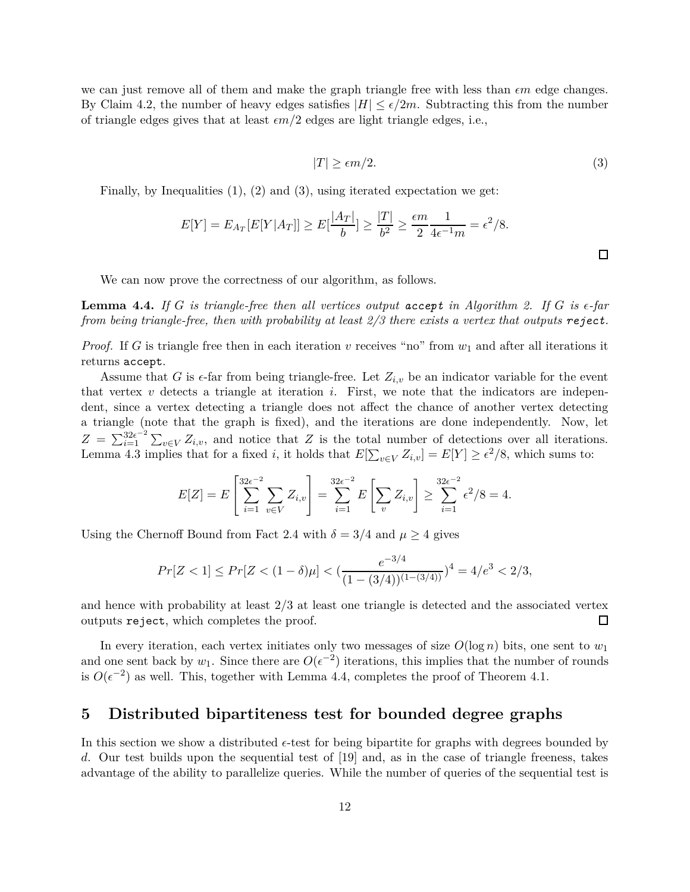we can just remove all of them and make the graph triangle free with less than $\epsilon m$ edge changes. By Claim 4.2, the number of heavy edges satisfies $|H| \leq \epsilon/2m$. Subtracting this from the number of triangle edges gives that at least $\epsilon m/2$ edges are light triangle edges, i.e.,

$$|T| \geq \epsilon m/2. \tag{3}$$

Finally, by Inequalities (1), (2) and (3), using iterated expectation we get:

$$E[Y] = E_{A_T}[E[Y|A_T]] \geq E[\frac{|A_T|}{b}] \geq \frac{|T|}{b^2} \geq \frac{\epsilon m}{2}\frac{1}{4\epsilon^{-1}m} = \epsilon^2/8.$$

□

We can now prove the correctness of our algorithm, as follows.

**Lemma 4.4.** *If $G$ is triangle-free then all vertices output* `accept` *in Algorithm 2. If $G$ is $\epsilon$-far from being triangle-free, then with probability at least 2/3 there exists a vertex that outputs* `reject`*.*

*Proof.* If $G$ is triangle free then in each iteration $v$ receives "no" from $w_1$ and after all iterations it returns `accept`.

Assume that $G$ is $\epsilon$-far from being triangle-free. Let $Z_{i,v}$ be an indicator variable for the event that vertex $v$ detects a triangle at iteration $i$. First, we note that the indicators are independent, since a vertex detecting a triangle does not affect the chance of another vertex detecting a triangle (note that the graph is fixed), and the iterations are done independently. Now, let $Z = \sum_{i=1}^{32\epsilon^{-2}} \sum_{v \in V} Z_{i,v}$, and notice that $Z$ is the total number of detections over all iterations. Lemma 4.3 implies that for a fixed $i$, it holds that $E[\sum_{v \in V} Z_{i,v}] = E[Y] \geq \epsilon^2/8$, which sums to:

$$E[Z] = E\left[\sum_{i=1}^{32\epsilon^{-2}} \sum_{v \in V} Z_{i,v}\right] = \sum_{i=1}^{32\epsilon^{-2}} E\left[\sum_{v} Z_{i,v}\right] \geq \sum_{i=1}^{32\epsilon^{-2}} \epsilon^2/8 = 4.$$

Using the Chernoff Bound from Fact 2.4 with $\delta = 3/4$ and $\mu \geq 4$ gives

$$Pr[Z < 1] \leq Pr[Z < (1-\delta)\mu] < (\frac{e^{-3/4}}{(1-(3/4))^{(1-(3/4))}})^4 = 4/e^3 < 2/3,$$

and hence with probability at least 2/3 at least one triangle is detected and the associated vertex outputs `reject`, which completes the proof. □

In every iteration, each vertex initiates only two messages of size $O(\log n)$ bits, one sent to $w_1$ and one sent back by $w_1$. Since there are $O(\epsilon^{-2})$ iterations, this implies that the number of rounds is $O(\epsilon^{-2})$ as well. This, together with Lemma 4.4, completes the proof of Theorem 4.1.

# 5 Distributed bipartiteness test for bounded degree graphs

In this section we show a distributed $\epsilon$-test for being bipartite for graphs with degrees bounded by $d$. Our test builds upon the sequential test of [19] and, as in the case of triangle freeness, takes advantage of the ability to parallelize queries. While the number of queries of the sequential test is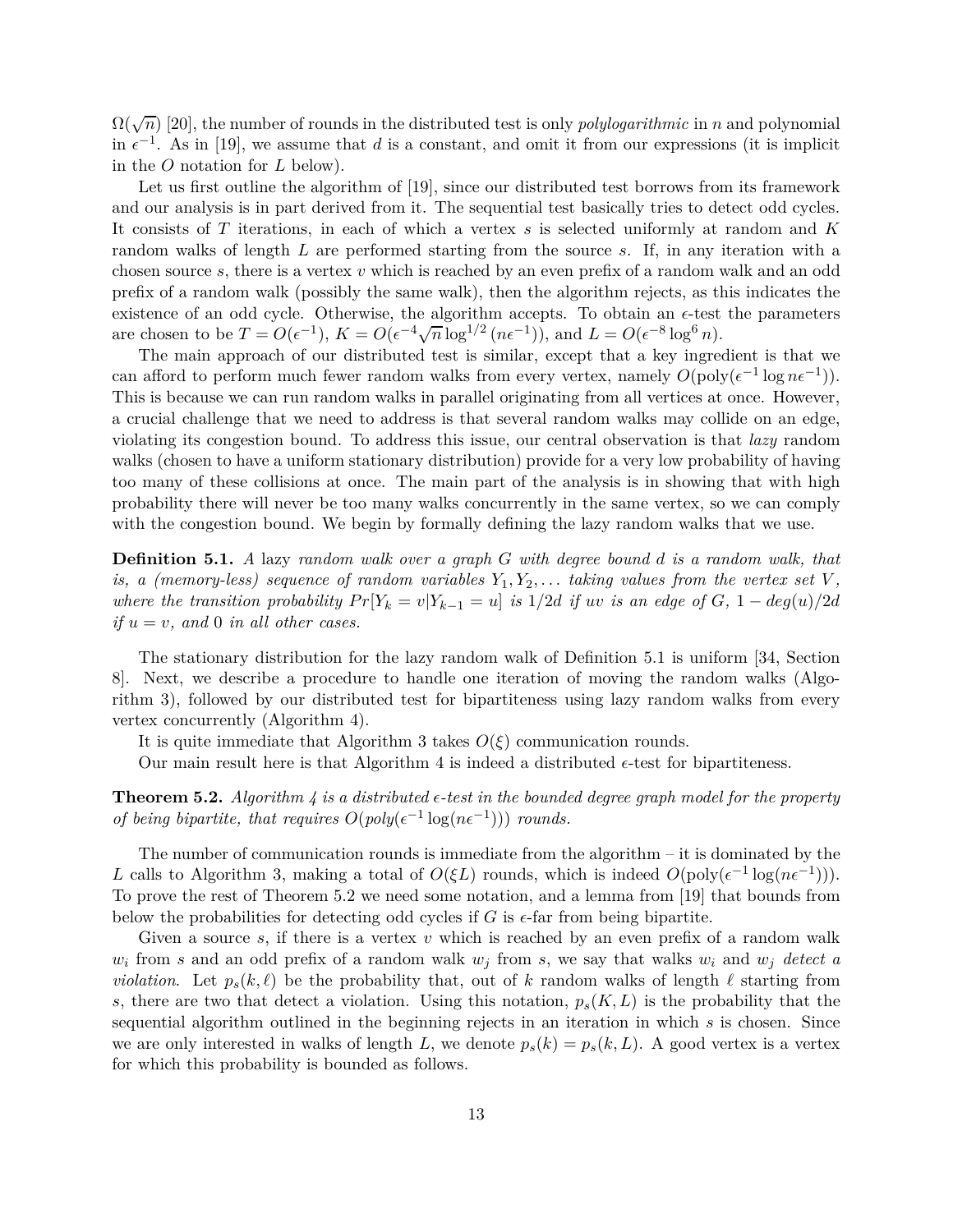$\Omega(\sqrt{n})$ [20], the number of rounds in the distributed test is only *polylogarithmic* in $n$ and polynomial in $\epsilon^{-1}$. As in [19], we assume that $d$ is a constant, and omit it from our expressions (it is implicit in the $O$ notation for $L$ below).

Let us first outline the algorithm of [19], since our distributed test borrows from its framework and our analysis is in part derived from it. The sequential test basically tries to detect odd cycles. It consists of $T$ iterations, in each of which a vertex $s$ is selected uniformly at random and $K$ random walks of length $L$ are performed starting from the source $s$. If, in any iteration with a chosen source $s$, there is a vertex $v$ which is reached by an even prefix of a random walk and an odd prefix of a random walk (possibly the same walk), then the algorithm rejects, as this indicates the existence of an odd cycle. Otherwise, the algorithm accepts. To obtain an $\epsilon$-test the parameters are chosen to be $T = O(\epsilon^{-1})$, $K = O(\epsilon^{-4}\sqrt{n}\log^{1/2}(n\epsilon^{-1}))$, and $L = O(\epsilon^{-8}\log^{6} n)$.

The main approach of our distributed test is similar, except that a key ingredient is that we can afford to perform much fewer random walks from every vertex, namely $O(\text{poly}(\epsilon^{-1}\log n\epsilon^{-1}))$. This is because we can run random walks in parallel originating from all vertices at once. However, a crucial challenge that we need to address is that several random walks may collide on an edge, violating its congestion bound. To address this issue, our central observation is that *lazy* random walks (chosen to have a uniform stationary distribution) provide for a very low probability of having too many of these collisions at once. The main part of the analysis is in showing that with high probability there will never be too many walks concurrently in the same vertex, so we can comply with the congestion bound. We begin by formally defining the lazy random walks that we use.

**Definition 5.1.** *A* lazy *random walk over a graph $G$ with degree bound $d$ is a random walk, that is, a (memory-less) sequence of random variables $Y_1, Y_2, \ldots$ taking values from the vertex set $V$, where the transition probability $Pr[Y_k = v | Y_{k-1} = u]$ is $1/2d$ if $uv$ is an edge of $G$, $1 - deg(u)/2d$ if $u = v$, and $0$ in all other cases.*

The stationary distribution for the lazy random walk of Definition 5.1 is uniform [34, Section 8]. Next, we describe a procedure to handle one iteration of moving the random walks (Algorithm 3), followed by our distributed test for bipartiteness using lazy random walks from every vertex concurrently (Algorithm 4).

It is quite immediate that Algorithm 3 takes $O(\xi)$ communication rounds.

Our main result here is that Algorithm 4 is indeed a distributed $\epsilon$-test for bipartiteness.

**Theorem 5.2.** *Algorithm 4 is a distributed $\epsilon$-test in the bounded degree graph model for the property of being bipartite, that requires $O(poly(\epsilon^{-1}\log(n\epsilon^{-1})))$ rounds.*

The number of communication rounds is immediate from the algorithm – it is dominated by the $L$ calls to Algorithm 3, making a total of $O(\xi L)$ rounds, which is indeed $O(\text{poly}(\epsilon^{-1}\log(n\epsilon^{-1})))$. To prove the rest of Theorem 5.2 we need some notation, and a lemma from [19] that bounds from below the probabilities for detecting odd cycles if $G$ is $\epsilon$-far from being bipartite.

Given a source $s$, if there is a vertex $v$ which is reached by an even prefix of a random walk $w_i$ from $s$ and an odd prefix of a random walk $w_j$ from $s$, we say that walks $w_i$ and $w_j$ *detect a violation*. Let $p_s(k, \ell)$ be the probability that, out of $k$ random walks of length $\ell$ starting from $s$, there are two that detect a violation. Using this notation, $p_s(K, L)$ is the probability that the sequential algorithm outlined in the beginning rejects in an iteration in which $s$ is chosen. Since we are only interested in walks of length $L$, we denote $p_s(k) = p_s(k, L)$. A good vertex is a vertex for which this probability is bounded as follows.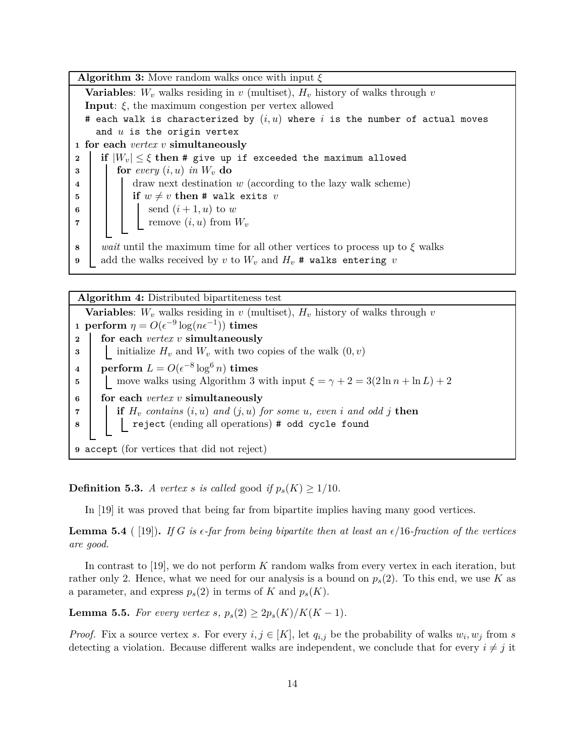**Algorithm 3:** Move random walks once with input $\xi$

```
Variables: W_v walks residing in v (multiset), H_v history of walks through v
Input: ξ, the maximum congestion per vertex allowed
# each walk is characterized by (i,u) where i is the number of actual moves
  and u is the origin vertex
1 for each vertex v simultaneously
2     if |W_v| ≤ ξ then # give up if exceeded the maximum allowed
3         for every (i,u) in W_v do
4             draw next destination w (according to the lazy walk scheme)
5             if w ≠ v then # walk exits v
6                 send (i+1,u) to w
7                 remove (i,u) from W_v
8     wait until the maximum time for all other vertices to process up to ξ walks
9     add the walks received by v to W_v and H_v # walks entering v
```

**Algorithm 4:** Distributed bipartiteness test

```
Variables: W_v walks residing in v (multiset), H_v history of walks through v
1 perform η = O(ε^{-9} log(nε^{-1})) times
2     for each vertex v simultaneously
3         initialize H_v and W_v with two copies of the walk (0,v)
4     perform L = O(ε^{-8} log^6 n) times
5         move walks using Algorithm 3 with input ξ = γ + 2 = 3(2 ln n + ln L) + 2
6     for each vertex v simultaneously
7         if H_v contains (i,u) and (j,u) for some u, even i and odd j then
8             reject (ending all operations) # odd cycle found
9 accept (for vertices that did not reject)
```

**Definition 5.3.** *A vertex $s$ is called* good *if $p_s(K) \geq 1/10$.*

In [19] it was proved that being far from bipartite implies having many good vertices.

**Lemma 5.4** ( [19])**.** *If $G$ is $\epsilon$-far from being bipartite then at least an $\epsilon/16$-fraction of the vertices are good.*

In contrast to [19], we do not perform $K$ random walks from every vertex in each iteration, but rather only 2. Hence, what we need for our analysis is a bound on $p_s(2)$. To this end, we use $K$ as a parameter, and express $p_s(2)$ in terms of $K$ and $p_s(K)$.

**Lemma 5.5.** *For every vertex $s$, $p_s(2) \geq 2p_s(K)/K(K-1)$.*

*Proof.* Fix a source vertex $s$. For every $i, j \in [K]$, let $q_{i,j}$ be the probability of walks $w_i, w_j$ from $s$ detecting a violation. Because different walks are independent, we conclude that for every $i \neq j$ it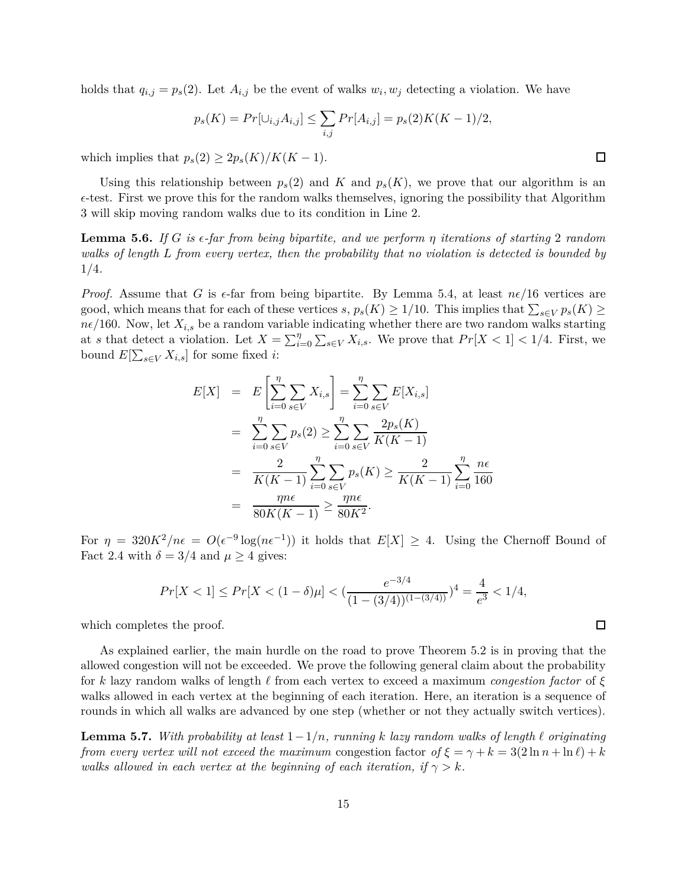holds that $q_{i,j} = p_s(2)$. Let $A_{i,j}$ be the event of walks $w_i, w_j$ detecting a violation. We have

$$p_s(K) = Pr[\cup_{i,j} A_{i,j}] \le \sum_{i,j} Pr[A_{i,j}] = p_s(2)K(K-1)/2,$$

which implies that $p_s(2) \ge 2p_s(K)/K(K-1)$. $\square$

Using this relationship between $p_s(2)$ and $K$ and $p_s(K)$, we prove that our algorithm is an $\epsilon$-test. First we prove this for the random walks themselves, ignoring the possibility that Algorithm 3 will skip moving random walks due to its condition in Line 2.

**Lemma 5.6.** *If $G$ is $\epsilon$-far from being bipartite, and we perform $\eta$ iterations of starting 2 random walks of length $L$ from every vertex, then the probability that no violation is detected is bounded by 1/4.*

*Proof.* Assume that $G$ is $\epsilon$-far from being bipartite. By Lemma 5.4, at least $n\epsilon/16$ vertices are good, which means that for each of these vertices $s$, $p_s(K) \ge 1/10$. This implies that $\sum_{s \in V} p_s(K) \ge n\epsilon/160$. Now, let $X_{i,s}$ be a random variable indicating whether there are two random walks starting at $s$ that detect a violation. Let $X = \sum_{i=0}^{\eta} \sum_{s \in V} X_{i,s}$. We prove that $Pr[X < 1] < 1/4$. First, we bound $E[\sum_{s \in V} X_{i,s}]$ for some fixed $i$:

$$\begin{aligned}
E[X] &= E\left[\sum_{i=0}^{\eta} \sum_{s \in V} X_{i,s}\right] = \sum_{i=0}^{\eta} \sum_{s \in V} E[X_{i,s}] \\
&= \sum_{i=0}^{\eta} \sum_{s \in V} p_s(2) \ge \sum_{i=0}^{\eta} \sum_{s \in V} \frac{2p_s(K)}{K(K-1)} \\
&= \frac{2}{K(K-1)} \sum_{i=0}^{\eta} \sum_{s \in V} p_s(K) \ge \frac{2}{K(K-1)} \sum_{i=0}^{\eta} \frac{n\epsilon}{160} \\
&= \frac{\eta n \epsilon}{80K(K-1)} \ge \frac{\eta n \epsilon}{80K^2}.
\end{aligned}$$

For $\eta = 320K^2/n\epsilon = O(\epsilon^{-9} \log(n\epsilon^{-1}))$ it holds that $E[X] \ge 4$. Using the Chernoff Bound of Fact 2.4 with $\delta = 3/4$ and $\mu \ge 4$ gives:

$$Pr[X < 1] \le Pr[X < (1-\delta)\mu] < \left(\frac{e^{-3/4}}{(1-(3/4))^{(1-(3/4))}}\right)^4 = \frac{4}{e^3} < 1/4,$$

which completes the proof. $\square$

As explained earlier, the main hurdle on the road to prove Theorem 5.2 is in proving that the allowed congestion will not be exceeded. We prove the following general claim about the probability for $k$ lazy random walks of length $\ell$ from each vertex to exceed a maximum *congestion factor* of $\xi$ walks allowed in each vertex at the beginning of each iteration. Here, an iteration is a sequence of rounds in which all walks are advanced by one step (whether or not they actually switch vertices).

**Lemma 5.7.** *With probability at least $1 - 1/n$, running $k$ lazy random walks of length $\ell$ originating from every vertex will not exceed the maximum* congestion factor *of $\xi = \gamma + k = 3(2\ln n + \ln \ell) + k$ walks allowed in each vertex at the beginning of each iteration, if $\gamma > k$.*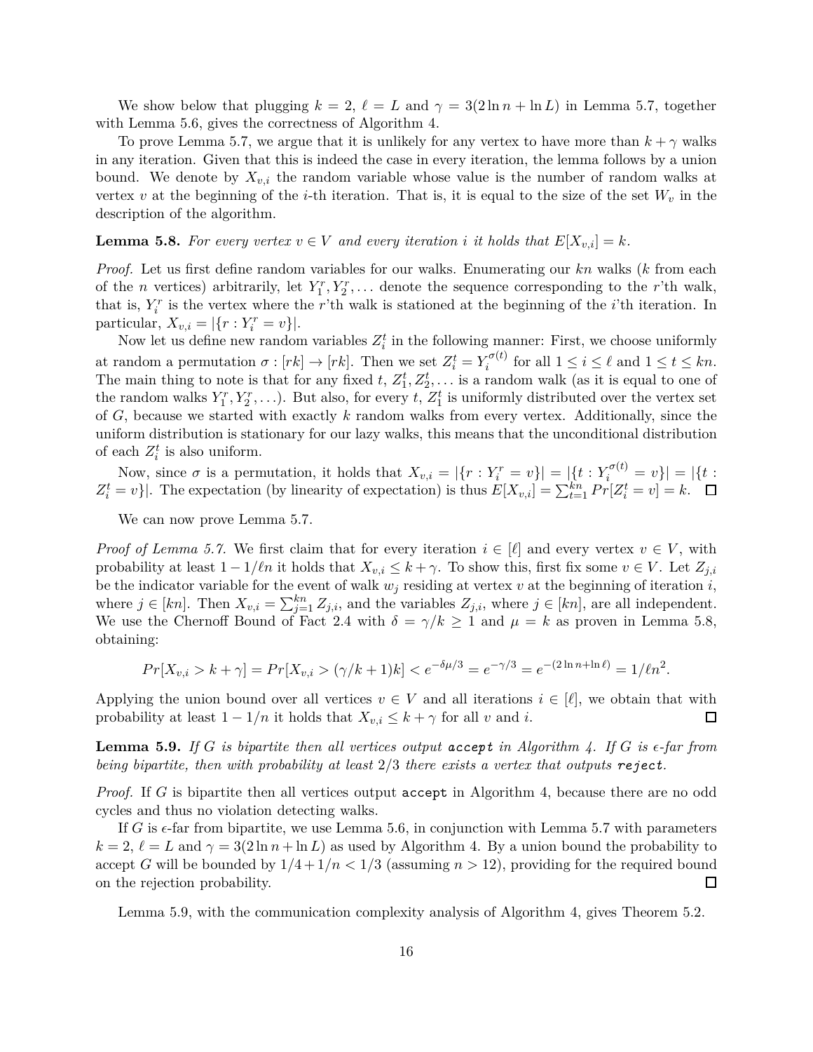We show below that plugging $k = 2$, $\ell = L$ and $\gamma = 3(2 \ln n + \ln L)$ in Lemma 5.7, together with Lemma 5.6, gives the correctness of Algorithm 4.

To prove Lemma 5.7, we argue that it is unlikely for any vertex to have more than $k + \gamma$ walks in any iteration. Given that this is indeed the case in every iteration, the lemma follows by a union bound. We denote by $X_{v,i}$ the random variable whose value is the number of random walks at vertex $v$ at the beginning of the $i$-th iteration. That is, it is equal to the size of the set $W_v$ in the description of the algorithm.

**Lemma 5.8.** *For every vertex $v \in V$ and every iteration $i$ it holds that $E[X_{v,i}] = k$.*

*Proof.* Let us first define random variables for our walks. Enumerating our $kn$ walks ($k$ from each of the $n$ vertices) arbitrarily, let $Y_1^r, Y_2^r, \ldots$ denote the sequence corresponding to the $r$'th walk, that is, $Y_i^r$ is the vertex where the $r$'th walk is stationed at the beginning of the $i$'th iteration. In particular, $X_{v,i} = |\{r : Y_i^r = v\}|$.

Now let us define new random variables $Z_i^t$ in the following manner: First, we choose uniformly at random a permutation $\sigma : [rk] \to [rk]$. Then we set $Z_i^t = Y_i^{\sigma(t)}$ for all $1 \le i \le \ell$ and $1 \le t \le kn$. The main thing to note is that for any fixed $t$, $Z_1^t, Z_2^t, \ldots$ is a random walk (as it is equal to one of the random walks $Y_1^r, Y_2^r, \ldots$). But also, for every $t$, $Z_1^t$ is uniformly distributed over the vertex set of $G$, because we started with exactly $k$ random walks from every vertex. Additionally, since the uniform distribution is stationary for our lazy walks, this means that the unconditional distribution of each $Z_i^t$ is also uniform.

Now, since $\sigma$ is a permutation, it holds that $X_{v,i} = |\{r : Y_i^r = v\}| = |\{t : Y_i^{\sigma(t)} = v\}| = |\{t : Z_i^t = v\}|$. The expectation (by linearity of expectation) is thus $E[X_{v,i}] = \sum_{t=1}^{kn} Pr[Z_i^t = v] = k$. $\square$

We can now prove Lemma 5.7.

*Proof of Lemma 5.7.* We first claim that for every iteration $i \in [\ell]$ and every vertex $v \in V$, with probability at least $1 - 1/\ell n$ it holds that $X_{v,i} \le k + \gamma$. To show this, first fix some $v \in V$. Let $Z_{j,i}$ be the indicator variable for the event of walk $w_j$ residing at vertex $v$ at the beginning of iteration $i$, where $j \in [kn]$. Then $X_{v,i} = \sum_{j=1}^{kn} Z_{j,i}$, and the variables $Z_{j,i}$, where $j \in [kn]$, are all independent. We use the Chernoff Bound of Fact 2.4 with $\delta = \gamma/k \ge 1$ and $\mu = k$ as proven in Lemma 5.8, obtaining:

$$Pr[X_{v,i} > k + \gamma] = Pr[X_{v,i} > (\gamma/k + 1)k] < e^{-\delta\mu/3} = e^{-\gamma/3} = e^{-(2\ln n + \ln \ell)} = 1/\ell n^2.$$

Applying the union bound over all vertices $v \in V$ and all iterations $i \in [\ell]$, we obtain that with probability at least $1 - 1/n$ it holds that $X_{v,i} \le k + \gamma$ for all $v$ and $i$. $\square$

**Lemma 5.9.** *If $G$ is bipartite then all vertices output `accept` in Algorithm 4. If $G$ is $\epsilon$-far from being bipartite, then with probability at least $2/3$ there exists a vertex that outputs `reject`.*

*Proof.* If $G$ is bipartite then all vertices output `accept` in Algorithm 4, because there are no odd cycles and thus no violation detecting walks.

If $G$ is $\epsilon$-far from bipartite, we use Lemma 5.6, in conjunction with Lemma 5.7 with parameters $k = 2$, $\ell = L$ and $\gamma = 3(2\ln n + \ln L)$ as used by Algorithm 4. By a union bound the probability to accept $G$ will be bounded by $1/4 + 1/n < 1/3$ (assuming $n > 12$), providing for the required bound on the rejection probability. $\square$

Lemma 5.9, with the communication complexity analysis of Algorithm 4, gives Theorem 5.2.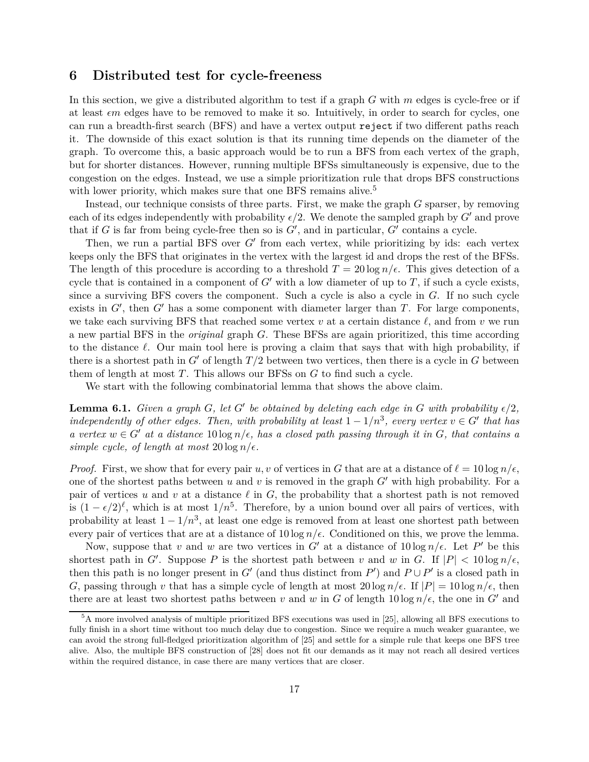## 6 Distributed test for cycle-freeness

In this section, we give a distributed algorithm to test if a graph $G$ with $m$ edges is cycle-free or if at least $\epsilon m$ edges have to be removed to make it so. Intuitively, in order to search for cycles, one can run a breadth-first search (BFS) and have a vertex output `reject` if two different paths reach it. The downside of this exact solution is that its running time depends on the diameter of the graph. To overcome this, a basic approach would be to run a BFS from each vertex of the graph, but for shorter distances. However, running multiple BFSs simultaneously is expensive, due to the congestion on the edges. Instead, we use a simple prioritization rule that drops BFS constructions with lower priority, which makes sure that one BFS remains alive.[5]

Instead, our technique consists of three parts. First, we make the graph $G$ sparser, by removing each of its edges independently with probability $\epsilon/2$. We denote the sampled graph by $G'$ and prove that if $G$ is far from being cycle-free then so is $G'$, and in particular, $G'$ contains a cycle.

Then, we run a partial BFS over $G'$ from each vertex, while prioritizing by ids: each vertex keeps only the BFS that originates in the vertex with the largest id and drops the rest of the BFSs. The length of this procedure is according to a threshold $T = 20 \log n/\epsilon$. This gives detection of a cycle that is contained in a component of $G'$ with a low diameter of up to $T$, if such a cycle exists, since a surviving BFS covers the component. Such a cycle is also a cycle in $G$. If no such cycle exists in $G'$, then $G'$ has a some component with diameter larger than $T$. For large components, we take each surviving BFS that reached some vertex $v$ at a certain distance $\ell$, and from $v$ we run a new partial BFS in the *original* graph $G$. These BFSs are again prioritized, this time according to the distance $\ell$. Our main tool here is proving a claim that says that with high probability, if there is a shortest path in $G'$ of length $T/2$ between two vertices, then there is a cycle in $G$ between them of length at most $T$. This allows our BFSs on $G$ to find such a cycle.

We start with the following combinatorial lemma that shows the above claim.

**Lemma 6.1.** *Given a graph $G$, let $G'$ be obtained by deleting each edge in $G$ with probability $\epsilon/2$, independently of other edges. Then, with probability at least $1 - 1/n^3$, every vertex $v \in G'$ that has a vertex $w \in G'$ at a distance $10 \log n/\epsilon$, has a closed path passing through it in $G$, that contains a simple cycle, of length at most $20 \log n/\epsilon$.*

*Proof.* First, we show that for every pair $u, v$ of vertices in $G$ that are at a distance of $\ell = 10 \log n/\epsilon$, one of the shortest paths between $u$ and $v$ is removed in the graph $G'$ with high probability. For a pair of vertices $u$ and $v$ at a distance $\ell$ in $G$, the probability that a shortest path is not removed is $(1 - \epsilon/2)^\ell$, which is at most $1/n^5$. Therefore, by a union bound over all pairs of vertices, with probability at least $1 - 1/n^3$, at least one edge is removed from at least one shortest path between every pair of vertices that are at a distance of $10 \log n/\epsilon$. Conditioned on this, we prove the lemma.

Now, suppose that $v$ and $w$ are two vertices in $G'$ at a distance of $10 \log n/\epsilon$. Let $P'$ be this shortest path in $G'$. Suppose $P$ is the shortest path between $v$ and $w$ in $G$. If $|P| < 10 \log n/\epsilon$, then this path is no longer present in $G'$ (and thus distinct from $P'$) and $P \cup P'$ is a closed path in $G$, passing through $v$ that has a simple cycle of length at most $20 \log n/\epsilon$. If $|P| = 10 \log n/\epsilon$, then there are at least two shortest paths between $v$ and $w$ in $G$ of length $10 \log n/\epsilon$, the one in $G'$ and

[5] A more involved analysis of multiple prioritized BFS executions was used in [25], allowing all BFS executions to fully finish in a short time without too much delay due to congestion. Since we require a much weaker guarantee, we can avoid the strong full-fledged prioritization algorithm of [25] and settle for a simple rule that keeps one BFS tree alive. Also, the multiple BFS construction of [28] does not fit our demands as it may not reach all desired vertices within the required distance, in case there are many vertices that are closer.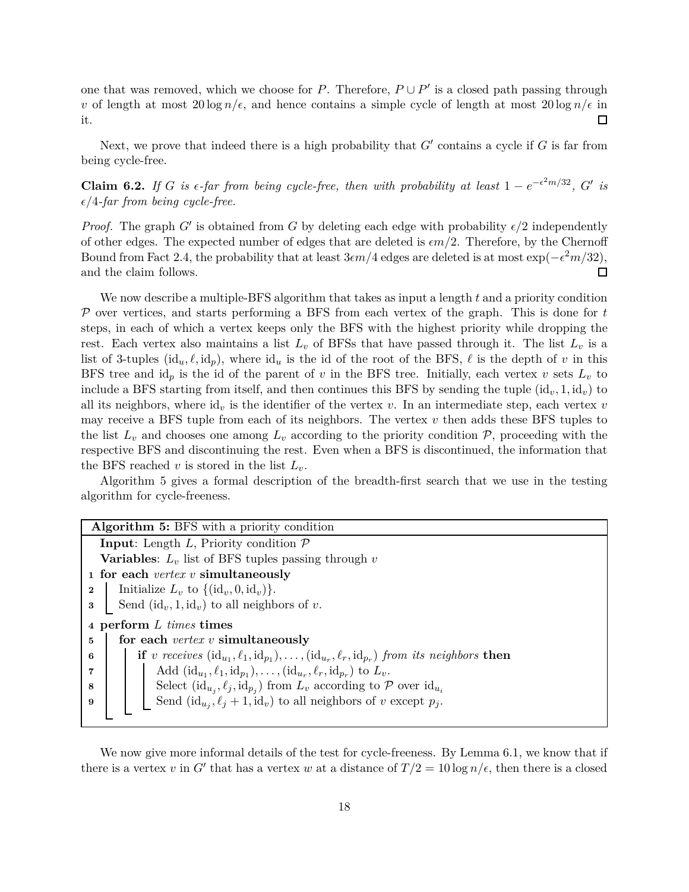one that was removed, which we choose for $P$. Therefore, $P \cup P'$ is a closed path passing through $v$ of length at most $20 \log n/\epsilon$, and hence contains a simple cycle of length at most $20 \log n/\epsilon$ in it. □

Next, we prove that indeed there is a high probability that $G'$ contains a cycle if $G$ is far from being cycle-free.

**Claim 6.2.** *If $G$ is $\epsilon$-far from being cycle-free, then with probability at least $1 - e^{-\epsilon^2 m/32}$, $G'$ is $\epsilon/4$-far from being cycle-free.*

*Proof.* The graph $G'$ is obtained from $G$ by deleting each edge with probability $\epsilon/2$ independently of other edges. The expected number of edges that are deleted is $\epsilon m/2$. Therefore, by the Chernoff Bound from Fact 2.4, the probability that at least $3\epsilon m/4$ edges are deleted is at most $\exp(-\epsilon^2 m/32)$, and the claim follows. □

We now describe a multiple-BFS algorithm that takes as input a length $t$ and a priority condition $\mathcal{P}$ over vertices, and starts performing a BFS from each vertex of the graph. This is done for $t$ steps, in each of which a vertex keeps only the BFS with the highest priority while dropping the rest. Each vertex also maintains a list $L_v$ of BFSs that have passed through it. The list $L_v$ is a list of 3-tuples $(\mathrm{id}_u, \ell, \mathrm{id}_p)$, where $\mathrm{id}_u$ is the id of the root of the BFS, $\ell$ is the depth of $v$ in this BFS tree and $\mathrm{id}_p$ is the id of the parent of $v$ in the BFS tree. Initially, each vertex $v$ sets $L_v$ to include a BFS starting from itself, and then continues this BFS by sending the tuple $(\mathrm{id}_v, 1, \mathrm{id}_v)$ to all its neighbors, where $\mathrm{id}_v$ is the identifier of the vertex $v$. In an intermediate step, each vertex $v$ may receive a BFS tuple from each of its neighbors. The vertex $v$ then adds these BFS tuples to the list $L_v$ and chooses one among $L_v$ according to the priority condition $\mathcal{P}$, proceeding with the respective BFS and discontinuing the rest. Even when a BFS is discontinued, the information that the BFS reached $v$ is stored in the list $L_v$.

Algorithm 5 gives a formal description of the breadth-first search that we use in the testing algorithm for cycle-freeness.

```
Algorithm 5: BFS with a priority condition
  Input: Length L, Priority condition P
  Variables: L_v list of BFS tuples passing through v
1 for each vertex v simultaneously
2     Initialize L_v to {(id_v, 0, id_v)}.
3     Send (id_v, 1, id_v) to all neighbors of v.
4 perform L times times
5     for each vertex v simultaneously
6         if v receives (id_{u_1}, ℓ_1, id_{p_1}), ..., (id_{u_r}, ℓ_r, id_{p_r}) from its neighbors then
7             Add (id_{u_1}, ℓ_1, id_{p_1}), ..., (id_{u_r}, ℓ_r, id_{p_r}) to L_v.
8             Select (id_{u_j}, ℓ_j, id_{p_j}) from L_v according to P over id_{u_i}
9             Send (id_{u_j}, ℓ_j + 1, id_v) to all neighbors of v except p_j.
```

We now give more informal details of the test for cycle-freeness. By Lemma 6.1, we know that if there is a vertex $v$ in $G'$ that has a vertex $w$ at a distance of $T/2 = 10 \log n/\epsilon$, then there is a closed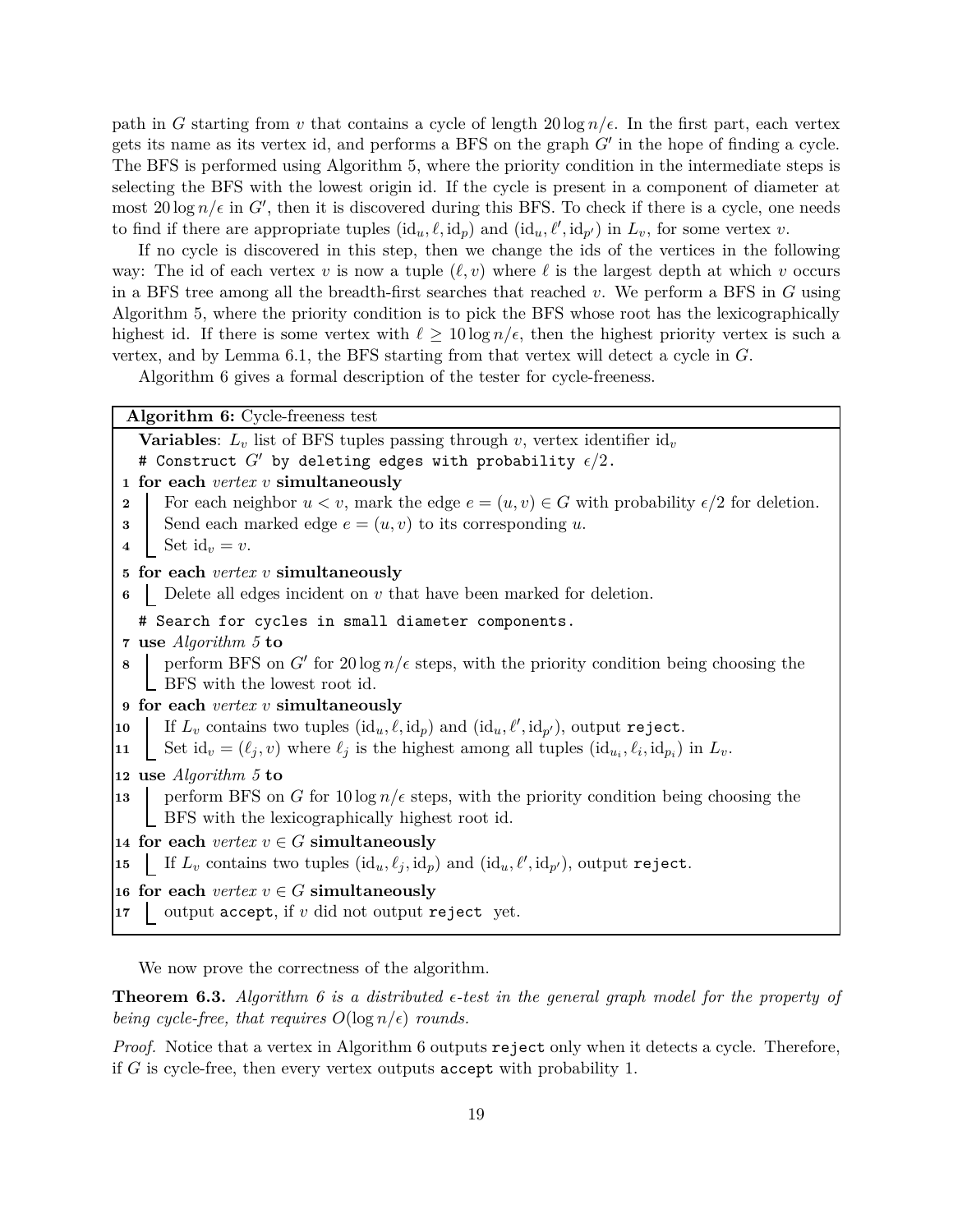path in $G$ starting from $v$ that contains a cycle of length $20 \log n/\epsilon$. In the first part, each vertex gets its name as its vertex id, and performs a BFS on the graph $G'$ in the hope of finding a cycle. The BFS is performed using Algorithm 5, where the priority condition in the intermediate steps is selecting the BFS with the lowest origin id. If the cycle is present in a component of diameter at most $20 \log n/\epsilon$ in $G'$, then it is discovered during this BFS. To check if there is a cycle, one needs to find if there are appropriate tuples $(\mathrm{id}_u, \ell, \mathrm{id}_p)$ and $(\mathrm{id}_u, \ell', \mathrm{id}_{p'})$ in $L_v$, for some vertex $v$.

If no cycle is discovered in this step, then we change the ids of the vertices in the following way: The id of each vertex $v$ is now a tuple $(\ell, v)$ where $\ell$ is the largest depth at which $v$ occurs in a BFS tree among all the breadth-first searches that reached $v$. We perform a BFS in $G$ using Algorithm 5, where the priority condition is to pick the BFS whose root has the lexicographically highest id. If there is some vertex with $\ell \geq 10 \log n/\epsilon$, then the highest priority vertex is such a vertex, and by Lemma 6.1, the BFS starting from that vertex will detect a cycle in $G$.

Algorithm 6 gives a formal description of the tester for cycle-freeness.

**Algorithm 6:** Cycle-freeness test

**Variables**: $L_v$ list of BFS tuples passing through $v$, vertex identifier $\mathrm{id}_v$

```
# Construct G' by deleting edges with probability ϵ/2.
```

1. **for each** *vertex* $v$ **simultaneously**
2. For each neighbor $u < v$, mark the edge $e = (u, v) \in G$ with probability $\epsilon/2$ for deletion.
3. Send each marked edge $e = (u, v)$ to its corresponding $u$.
4. Set $\mathrm{id}_v = v$.
5. **for each** *vertex* $v$ **simultaneously**
6. Delete all edges incident on $v$ that have been marked for deletion.

```
# Search for cycles in small diameter components.
```

7. **use** *Algorithm 5* **to**
8. perform BFS on $G'$ for $20 \log n/\epsilon$ steps, with the priority condition being choosing the BFS with the lowest root id.
9. **for each** *vertex* $v$ **simultaneously**
10. If $L_v$ contains two tuples $(\mathrm{id}_u, \ell, \mathrm{id}_p)$ and $(\mathrm{id}_u, \ell', \mathrm{id}_{p'})$, output `reject`.
11. Set $\mathrm{id}_v = (\ell_j, v)$ where $\ell_j$ is the highest among all tuples $(\mathrm{id}_{u_i}, \ell_i, \mathrm{id}_{p_i})$ in $L_v$.
12. **use** *Algorithm 5* **to**
13. perform BFS on $G$ for $10 \log n/\epsilon$ steps, with the priority condition being choosing the BFS with the lexicographically highest root id.
14. **for each** *vertex* $v \in G$ **simultaneously**
15. If $L_v$ contains two tuples $(\mathrm{id}_u, \ell_j, \mathrm{id}_p)$ and $(\mathrm{id}_u, \ell', \mathrm{id}_{p'})$, output `reject`.
16. **for each** *vertex* $v \in G$ **simultaneously**
17. output `accept`, if $v$ did not output `reject` yet.

We now prove the correctness of the algorithm.

**Theorem 6.3.** *Algorithm 6 is a distributed $\epsilon$-test in the general graph model for the property of being cycle-free, that requires $O(\log n/\epsilon)$ rounds.*

*Proof.* Notice that a vertex in Algorithm 6 outputs `reject` only when it detects a cycle. Therefore, if $G$ is cycle-free, then every vertex outputs `accept` with probability 1.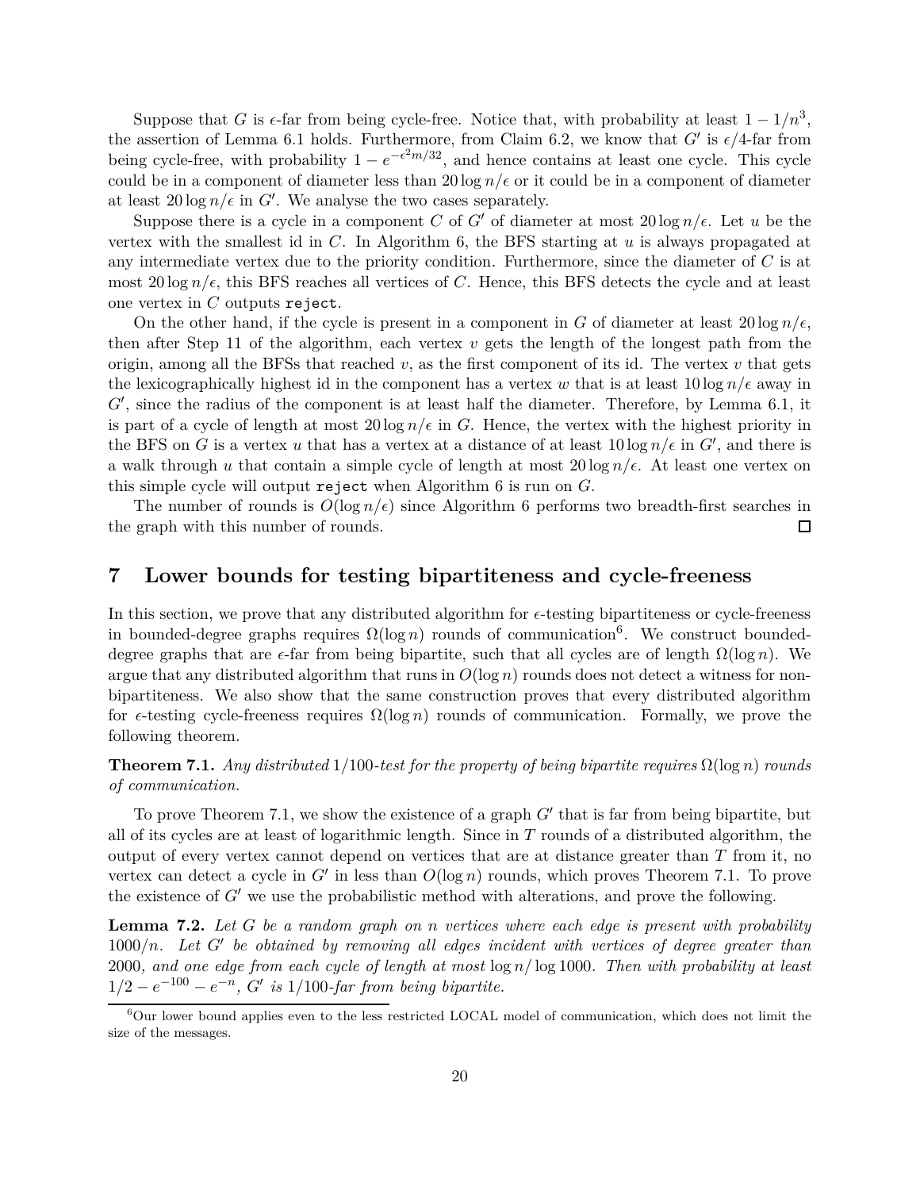Suppose that $G$ is $\epsilon$-far from being cycle-free. Notice that, with probability at least $1 - 1/n^3$, the assertion of Lemma 6.1 holds. Furthermore, from Claim 6.2, we know that $G'$ is $\epsilon/4$-far from being cycle-free, with probability $1 - e^{-\epsilon^2 m/32}$, and hence contains at least one cycle. This cycle could be in a component of diameter less than $20 \log n/\epsilon$ or it could be in a component of diameter at least $20 \log n/\epsilon$ in $G'$. We analyse the two cases separately.

Suppose there is a cycle in a component $C$ of $G'$ of diameter at most $20 \log n/\epsilon$. Let $u$ be the vertex with the smallest id in $C$. In Algorithm 6, the BFS starting at $u$ is always propagated at any intermediate vertex due to the priority condition. Furthermore, since the diameter of $C$ is at most $20 \log n/\epsilon$, this BFS reaches all vertices of $C$. Hence, this BFS detects the cycle and at least one vertex in $C$ outputs `reject`.

On the other hand, if the cycle is present in a component in $G$ of diameter at least $20 \log n/\epsilon$, then after Step 11 of the algorithm, each vertex $v$ gets the length of the longest path from the origin, among all the BFSs that reached $v$, as the first component of its id. The vertex $v$ that gets the lexicographically highest id in the component has a vertex $w$ that is at least $10 \log n/\epsilon$ away in $G'$, since the radius of the component is at least half the diameter. Therefore, by Lemma 6.1, it is part of a cycle of length at most $20 \log n/\epsilon$ in $G$. Hence, the vertex with the highest priority in the BFS on $G$ is a vertex $u$ that has a vertex at a distance of at least $10 \log n/\epsilon$ in $G'$, and there is a walk through $u$ that contain a simple cycle of length at most $20 \log n/\epsilon$. At least one vertex on this simple cycle will output `reject` when Algorithm 6 is run on $G$.

The number of rounds is $O(\log n/\epsilon)$ since Algorithm 6 performs two breadth-first searches in the graph with this number of rounds. ☐

## 7 Lower bounds for testing bipartiteness and cycle-freeness

In this section, we prove that any distributed algorithm for $\epsilon$-testing bipartiteness or cycle-freeness in bounded-degree graphs requires $\Omega(\log n)$ rounds of communication[6]. We construct bounded-degree graphs that are $\epsilon$-far from being bipartite, such that all cycles are of length $\Omega(\log n)$. We argue that any distributed algorithm that runs in $O(\log n)$ rounds does not detect a witness for non-bipartiteness. We also show that the same construction proves that every distributed algorithm for $\epsilon$-testing cycle-freeness requires $\Omega(\log n)$ rounds of communication. Formally, we prove the following theorem.

**Theorem 7.1.** *Any distributed $1/100$-test for the property of being bipartite requires $\Omega(\log n)$ rounds of communication.*

To prove Theorem 7.1, we show the existence of a graph $G'$ that is far from being bipartite, but all of its cycles are at least of logarithmic length. Since in $T$ rounds of a distributed algorithm, the output of every vertex cannot depend on vertices that are at distance greater than $T$ from it, no vertex can detect a cycle in $G'$ in less than $O(\log n)$ rounds, which proves Theorem 7.1. To prove the existence of $G'$ we use the probabilistic method with alterations, and prove the following.

**Lemma 7.2.** *Let $G$ be a random graph on $n$ vertices where each edge is present with probability $1000/n$. Let $G'$ be obtained by removing all edges incident with vertices of degree greater than $2000$, and one edge from each cycle of length at most $\log n/\log 1000$. Then with probability at least $1/2 - e^{-100} - e^{-n}$, $G'$ is $1/100$-far from being bipartite.*

[6] Our lower bound applies even to the less restricted LOCAL model of communication, which does not limit the size of the messages.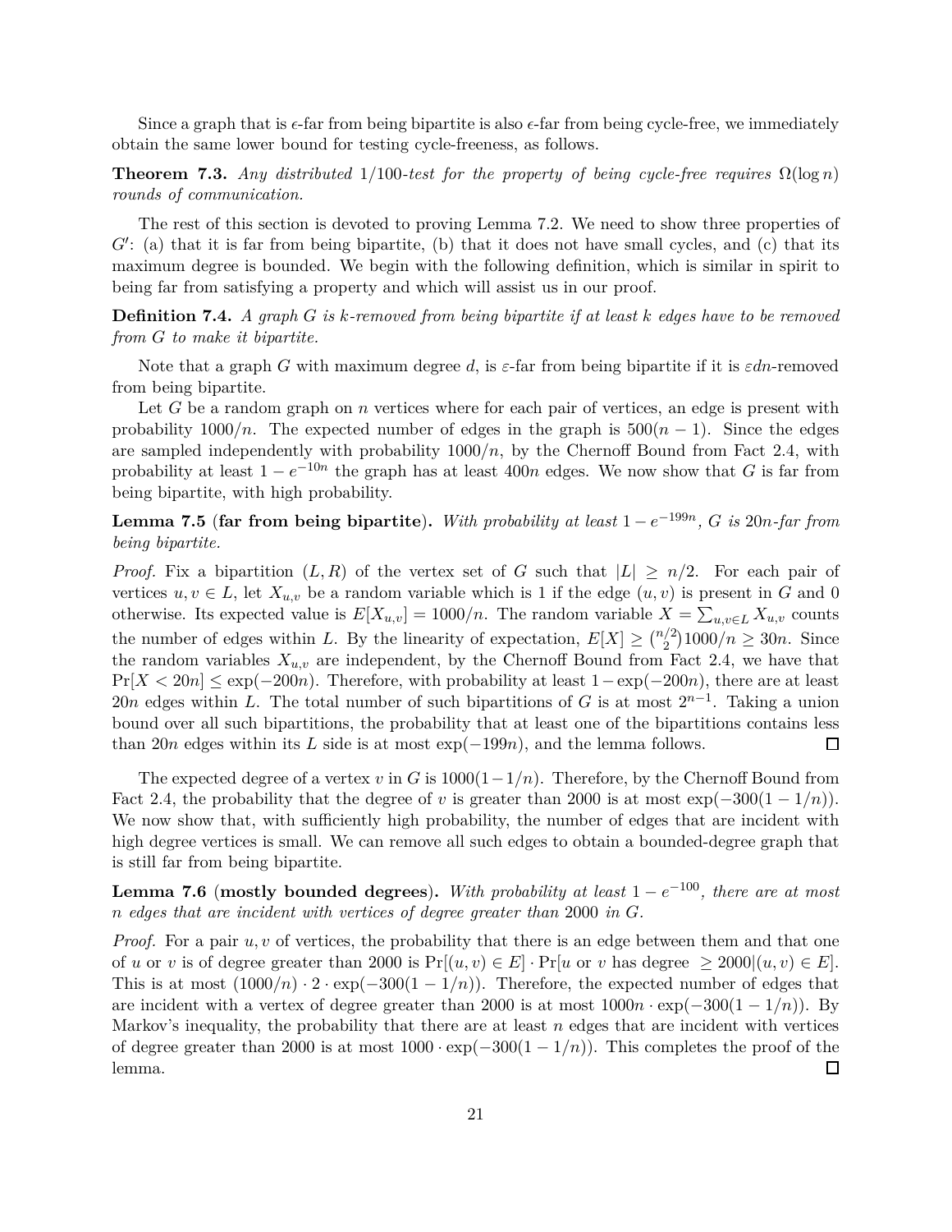Since a graph that is $\epsilon$-far from being bipartite is also $\epsilon$-far from being cycle-free, we immediately obtain the same lower bound for testing cycle-freeness, as follows.

**Theorem 7.3.** *Any distributed* $1/100$*-test for the property of being cycle-free requires* $\Omega(\log n)$ *rounds of communication.*

The rest of this section is devoted to proving Lemma 7.2. We need to show three properties of $G'$: (a) that it is far from being bipartite, (b) that it does not have small cycles, and (c) that its maximum degree is bounded. We begin with the following definition, which is similar in spirit to being far from satisfying a property and which will assist us in our proof.

**Definition 7.4.** *A graph* $G$ *is* $k$*-removed from being bipartite if at least* $k$ *edges have to be removed from* $G$ *to make it bipartite.*

Note that a graph $G$ with maximum degree $d$, is $\varepsilon$-far from being bipartite if it is $\varepsilon dn$-removed from being bipartite.

Let $G$ be a random graph on $n$ vertices where for each pair of vertices, an edge is present with probability $1000/n$. The expected number of edges in the graph is $500(n-1)$. Since the edges are sampled independently with probability $1000/n$, by the Chernoff Bound from Fact 2.4, with probability at least $1-e^{-10n}$ the graph has at least $400n$ edges. We now show that $G$ is far from being bipartite, with high probability.

**Lemma 7.5** (**far from being bipartite**). *With probability at least* $1-e^{-199n}$*,* $G$ *is* $20n$*-far from being bipartite.*

*Proof.* Fix a bipartition $(L,R)$ of the vertex set of $G$ such that $|L| \geq n/2$. For each pair of vertices $u,v \in L$, let $X_{u,v}$ be a random variable which is 1 if the edge $(u,v)$ is present in $G$ and 0 otherwise. Its expected value is $E[X_{u,v}] = 1000/n$. The random variable $X = \sum_{u,v\in L} X_{u,v}$ counts the number of edges within $L$. By the linearity of expectation, $E[X] \geq \binom{n/2}{2}1000/n \geq 30n$. Since the random variables $X_{u,v}$ are independent, by the Chernoff Bound from Fact 2.4, we have that $\Pr[X < 20n] \leq \exp(-200n)$. Therefore, with probability at least $1-\exp(-200n)$, there are at least $20n$ edges within $L$. The total number of such bipartitions of $G$ is at most $2^{n-1}$. Taking a union bound over all such bipartitions, the probability that at least one of the bipartitions contains less than $20n$ edges within its $L$ side is at most $\exp(-199n)$, and the lemma follows. $\square$

The expected degree of a vertex $v$ in $G$ is $1000(1-1/n)$. Therefore, by the Chernoff Bound from Fact 2.4, the probability that the degree of $v$ is greater than 2000 is at most $\exp(-300(1-1/n))$. We now show that, with sufficiently high probability, the number of edges that are incident with high degree vertices is small. We can remove all such edges to obtain a bounded-degree graph that is still far from being bipartite.

**Lemma 7.6** (**mostly bounded degrees**). *With probability at least* $1-e^{-100}$*, there are at most* $n$ *edges that are incident with vertices of degree greater than* 2000 *in* $G$*.*

*Proof.* For a pair $u,v$ of vertices, the probability that there is an edge between them and that one of $u$ or $v$ is of degree greater than 2000 is $\Pr[(u,v)\in E]\cdot\Pr[u \text{ or } v \text{ has degree } \geq 2000 | (u,v)\in E]$. This is at most $(1000/n)\cdot 2\cdot\exp(-300(1-1/n))$. Therefore, the expected number of edges that are incident with a vertex of degree greater than 2000 is at most $1000n\cdot\exp(-300(1-1/n))$. By Markov's inequality, the probability that there are at least $n$ edges that are incident with vertices of degree greater than 2000 is at most $1000\cdot\exp(-300(1-1/n))$. This completes the proof of the lemma. $\square$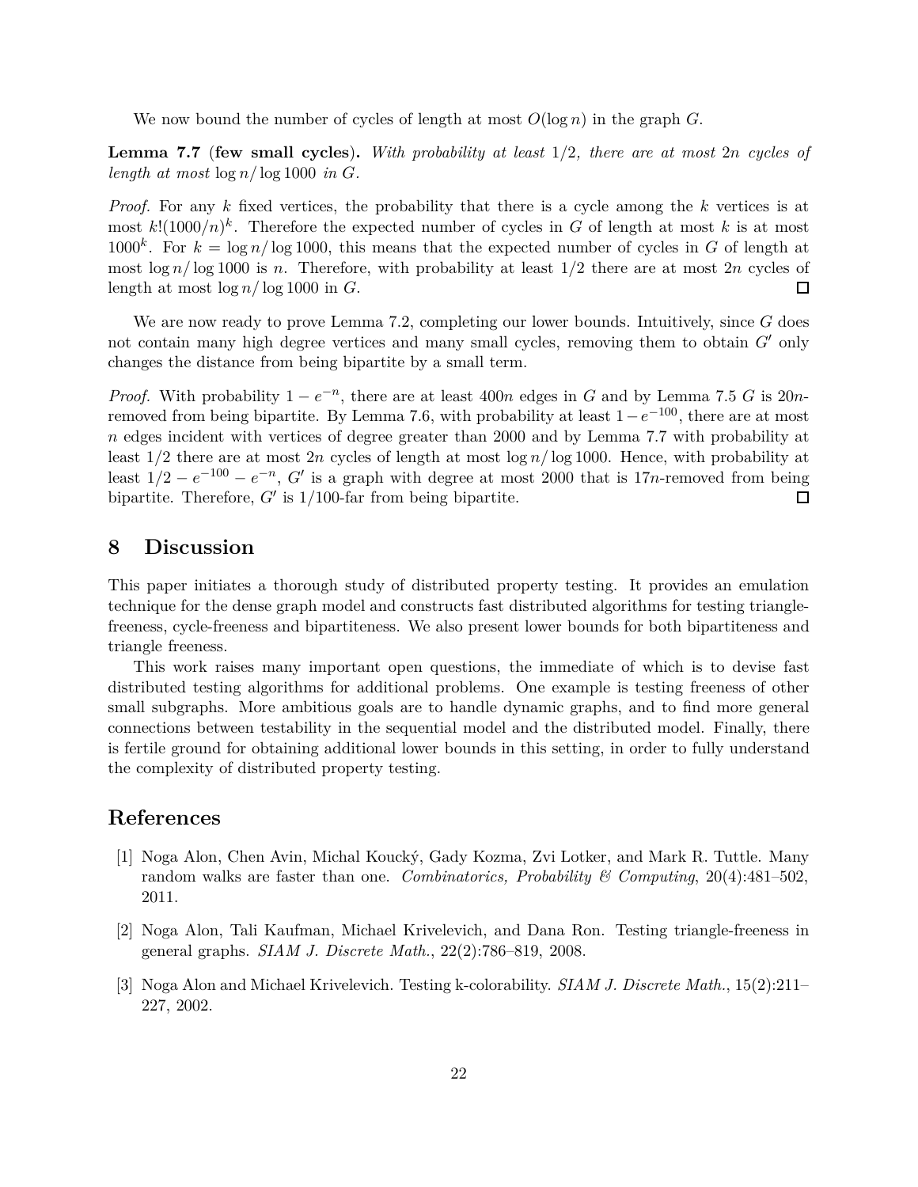We now bound the number of cycles of length at most $O(\log n)$ in the graph $G$.

**Lemma 7.7** (**few small cycles**)**.** *With probability at least* $1/2$*, there are at most* $2n$ *cycles of length at most* $\log n/\log 1000$ *in* $G$*.*

*Proof.* For any $k$ fixed vertices, the probability that there is a cycle among the $k$ vertices is at most $k!(1000/n)^k$. Therefore the expected number of cycles in $G$ of length at most $k$ is at most $1000^k$. For $k = \log n/\log 1000$, this means that the expected number of cycles in $G$ of length at most $\log n/\log 1000$ is $n$. Therefore, with probability at least $1/2$ there at most $2n$ cycles of length at most $\log n/\log 1000$ in $G$. ◻

We are now ready to prove Lemma 7.2, completing our lower bounds. Intuitively, since $G$ does not contain many high degree vertices and many small cycles, removing them to obtain $G'$ only changes the distance from being bipartite by a small term.

*Proof.* With probability $1 - e^{-n}$, there are at least $400n$ edges in $G$ and by Lemma 7.5 $G$ is $20n$-removed from being bipartite. By Lemma 7.6, with probability at least $1 - e^{-100}$, there are at most $n$ edges incident with vertices of degree greater than 2000 and by Lemma 7.7 with probability at least $1/2$ there are at most $2n$ cycles of length at most $\log n/\log 1000$. Hence, with probability at least $1/2 - e^{-100} - e^{-n}$, $G'$ is a graph with degree at most 2000 that is $17n$-removed from being bipartite. Therefore, $G'$ is $1/100$-far from being bipartite. ◻

## 8 Discussion

This paper initiates a thorough study of distributed property testing. It provides an emulation technique for the dense graph model and constructs fast distributed algorithms for testing triangle-freeness, cycle-freeness and bipartiteness. We also present lower bounds for both bipartiteness and triangle freeness.

This work raises many important open questions, the immediate of which is to devise fast distributed testing algorithms for additional problems. One example is testing freeness of other small subgraphs. More ambitious goals are to handle dynamic graphs, and to find more general connections between testability in the sequential model and the distributed model. Finally, there is fertile ground for obtaining additional lower bounds in this setting, in order to fully understand the complexity of distributed property testing.

## References

[1] Noga Alon, Chen Avin, Michal Koucký, Gady Kozma, Zvi Lotker, and Mark R. Tuttle. Many random walks are faster than one. *Combinatorics, Probability & Computing*, 20(4):481–502, 2011.

[2] Noga Alon, Tali Kaufman, Michael Krivelevich, and Dana Ron. Testing triangle-freeness in general graphs. *SIAM J. Discrete Math.*, 22(2):786–819, 2008.

[3] Noga Alon and Michael Krivelevich. Testing k-colorability. *SIAM J. Discrete Math.*, 15(2):211–227, 2002.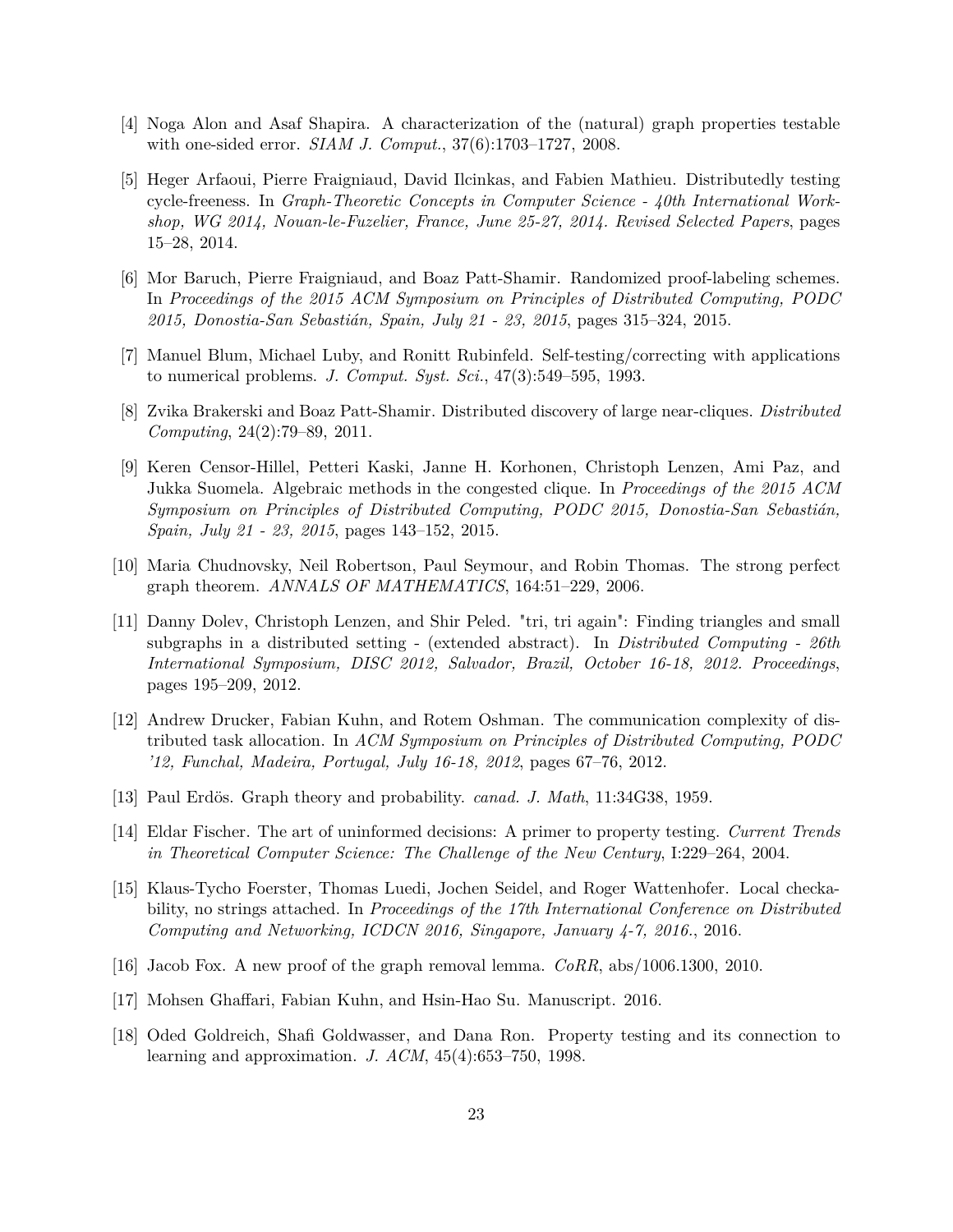[4] Noga Alon and Asaf Shapira. A characterization of the (natural) graph properties testable with one-sided error. *SIAM J. Comput.*, 37(6):1703–1727, 2008.

[5] Heger Arfaoui, Pierre Fraigniaud, David Ilcinkas, and Fabien Mathieu. Distributedly testing cycle-freeness. In *Graph-Theoretic Concepts in Computer Science - 40th International Workshop, WG 2014, Nouan-le-Fuzelier, France, June 25-27, 2014. Revised Selected Papers*, pages 15–28, 2014.

[6] Mor Baruch, Pierre Fraigniaud, and Boaz Patt-Shamir. Randomized proof-labeling schemes. In *Proceedings of the 2015 ACM Symposium on Principles of Distributed Computing, PODC 2015, Donostia-San Sebastián, Spain, July 21 - 23, 2015*, pages 315–324, 2015.

[7] Manuel Blum, Michael Luby, and Ronitt Rubinfeld. Self-testing/correcting with applications to numerical problems. *J. Comput. Syst. Sci.*, 47(3):549–595, 1993.

[8] Zvika Brakerski and Boaz Patt-Shamir. Distributed discovery of large near-cliques. *Distributed Computing*, 24(2):79–89, 2011.

[9] Keren Censor-Hillel, Petteri Kaski, Janne H. Korhonen, Christoph Lenzen, Ami Paz, and Jukka Suomela. Algebraic methods in the congested clique. In *Proceedings of the 2015 ACM Symposium on Principles of Distributed Computing, PODC 2015, Donostia-San Sebastián, Spain, July 21 - 23, 2015*, pages 143–152, 2015.

[10] Maria Chudnovsky, Neil Robertson, Paul Seymour, and Robin Thomas. The strong perfect graph theorem. *ANNALS OF MATHEMATICS*, 164:51–229, 2006.

[11] Danny Dolev, Christoph Lenzen, and Shir Peled. "tri, tri again": Finding triangles and small subgraphs in a distributed setting - (extended abstract). In *Distributed Computing - 26th International Symposium, DISC 2012, Salvador, Brazil, October 16-18, 2012. Proceedings*, pages 195–209, 2012.

[12] Andrew Drucker, Fabian Kuhn, and Rotem Oshman. The communication complexity of distributed task allocation. In *ACM Symposium on Principles of Distributed Computing, PODC '12, Funchal, Madeira, Portugal, July 16-18, 2012*, pages 67–76, 2012.

[13] Paul Erdös. Graph theory and probability. *canad. J. Math*, 11:34G38, 1959.

[14] Eldar Fischer. The art of uninformed decisions: A primer to property testing. *Current Trends in Theoretical Computer Science: The Challenge of the New Century*, I:229–264, 2004.

[15] Klaus-Tycho Foerster, Thomas Luedi, Jochen Seidel, and Roger Wattenhofer. Local checkability, no strings attached. In *Proceedings of the 17th International Conference on Distributed Computing and Networking, ICDCN 2016, Singapore, January 4-7, 2016.*, 2016.

[16] Jacob Fox. A new proof of the graph removal lemma. *CoRR*, abs/1006.1300, 2010.

[17] Mohsen Ghaffari, Fabian Kuhn, and Hsin-Hao Su. Manuscript. 2016.

[18] Oded Goldreich, Shafi Goldwasser, and Dana Ron. Property testing and its connection to learning and approximation. *J. ACM*, 45(4):653–750, 1998.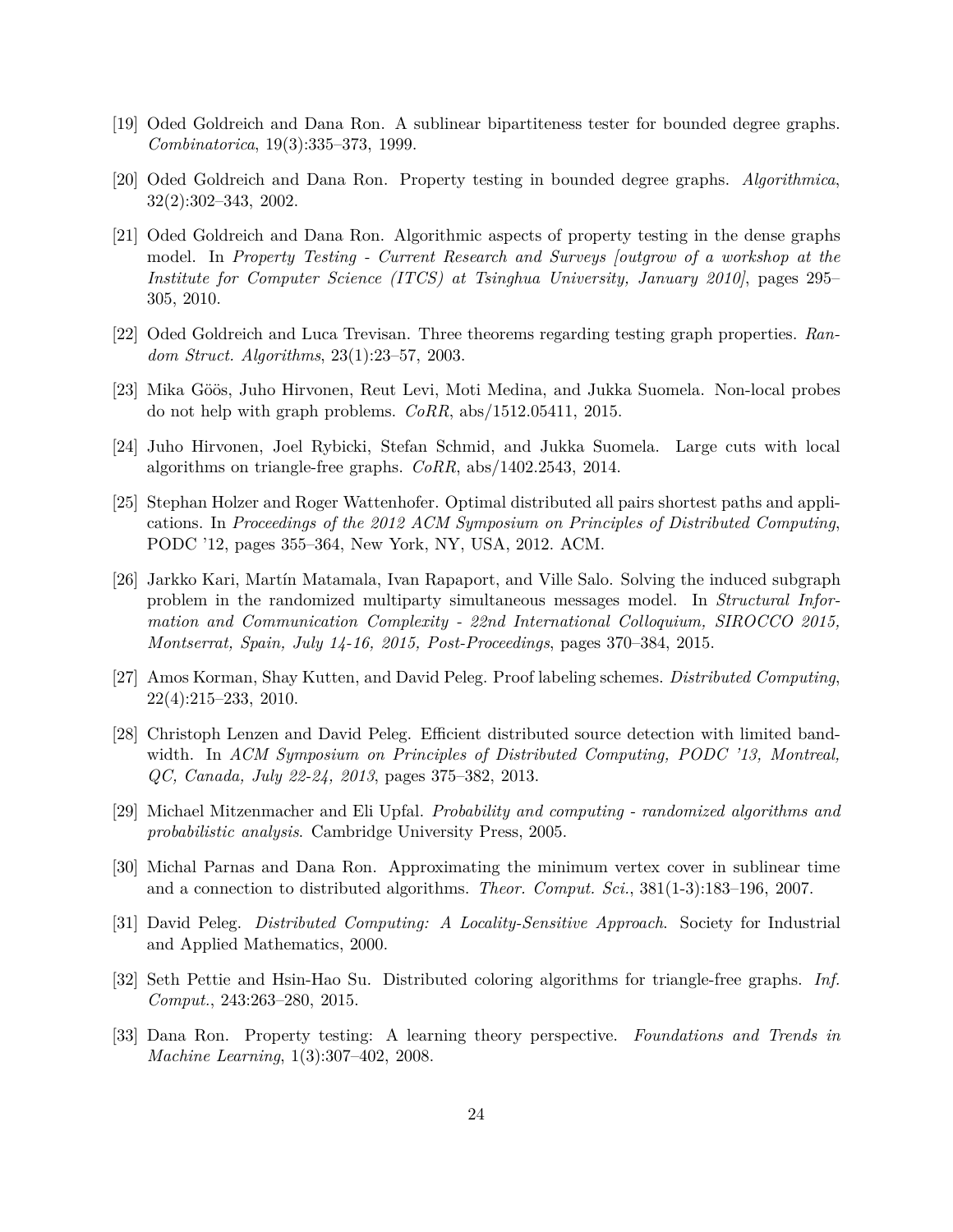[19] Oded Goldreich and Dana Ron. A sublinear bipartiteness tester for bounded degree graphs. *Combinatorica*, 19(3):335–373, 1999.

[20] Oded Goldreich and Dana Ron. Property testing in bounded degree graphs. *Algorithmica*, 32(2):302–343, 2002.

[21] Oded Goldreich and Dana Ron. Algorithmic aspects of property testing in the dense graphs model. In *Property Testing - Current Research and Surveys [outgrow of a workshop at the Institute for Computer Science (ITCS) at Tsinghua University, January 2010]*, pages 295–305, 2010.

[22] Oded Goldreich and Luca Trevisan. Three theorems regarding testing graph properties. *Random Struct. Algorithms*, 23(1):23–57, 2003.

[23] Mika Göös, Juho Hirvonen, Reut Levi, Moti Medina, and Jukka Suomela. Non-local probes do not help with graph problems. *CoRR*, abs/1512.05411, 2015.

[24] Juho Hirvonen, Joel Rybicki, Stefan Schmid, and Jukka Suomela. Large cuts with local algorithms on triangle-free graphs. *CoRR*, abs/1402.2543, 2014.

[25] Stephan Holzer and Roger Wattenhofer. Optimal distributed all pairs shortest paths and applications. In *Proceedings of the 2012 ACM Symposium on Principles of Distributed Computing*, PODC '12, pages 355–364, New York, NY, USA, 2012. ACM.

[26] Jarkko Kari, Martín Matamala, Ivan Rapaport, and Ville Salo. Solving the induced subgraph problem in the randomized multiparty simultaneous messages model. In *Structural Information and Communication Complexity - 22nd International Colloquium, SIROCCO 2015, Montserrat, Spain, July 14-16, 2015, Post-Proceedings*, pages 370–384, 2015.

[27] Amos Korman, Shay Kutten, and David Peleg. Proof labeling schemes. *Distributed Computing*, 22(4):215–233, 2010.

[28] Christoph Lenzen and David Peleg. Efficient distributed source detection with limited bandwidth. In *ACM Symposium on Principles of Distributed Computing, PODC '13, Montreal, QC, Canada, July 22-24, 2013*, pages 375–382, 2013.

[29] Michael Mitzenmacher and Eli Upfal. *Probability and computing - randomized algorithms and probabilistic analysis*. Cambridge University Press, 2005.

[30] Michal Parnas and Dana Ron. Approximating the minimum vertex cover in sublinear time and a connection to distributed algorithms. *Theor. Comput. Sci.*, 381(1-3):183–196, 2007.

[31] David Peleg. *Distributed Computing: A Locality-Sensitive Approach*. Society for Industrial and Applied Mathematics, 2000.

[32] Seth Pettie and Hsin-Hao Su. Distributed coloring algorithms for triangle-free graphs. *Inf. Comput.*, 243:263–280, 2015.

[33] Dana Ron. Property testing: A learning theory perspective. *Foundations and Trends in Machine Learning*, 1(3):307–402, 2008.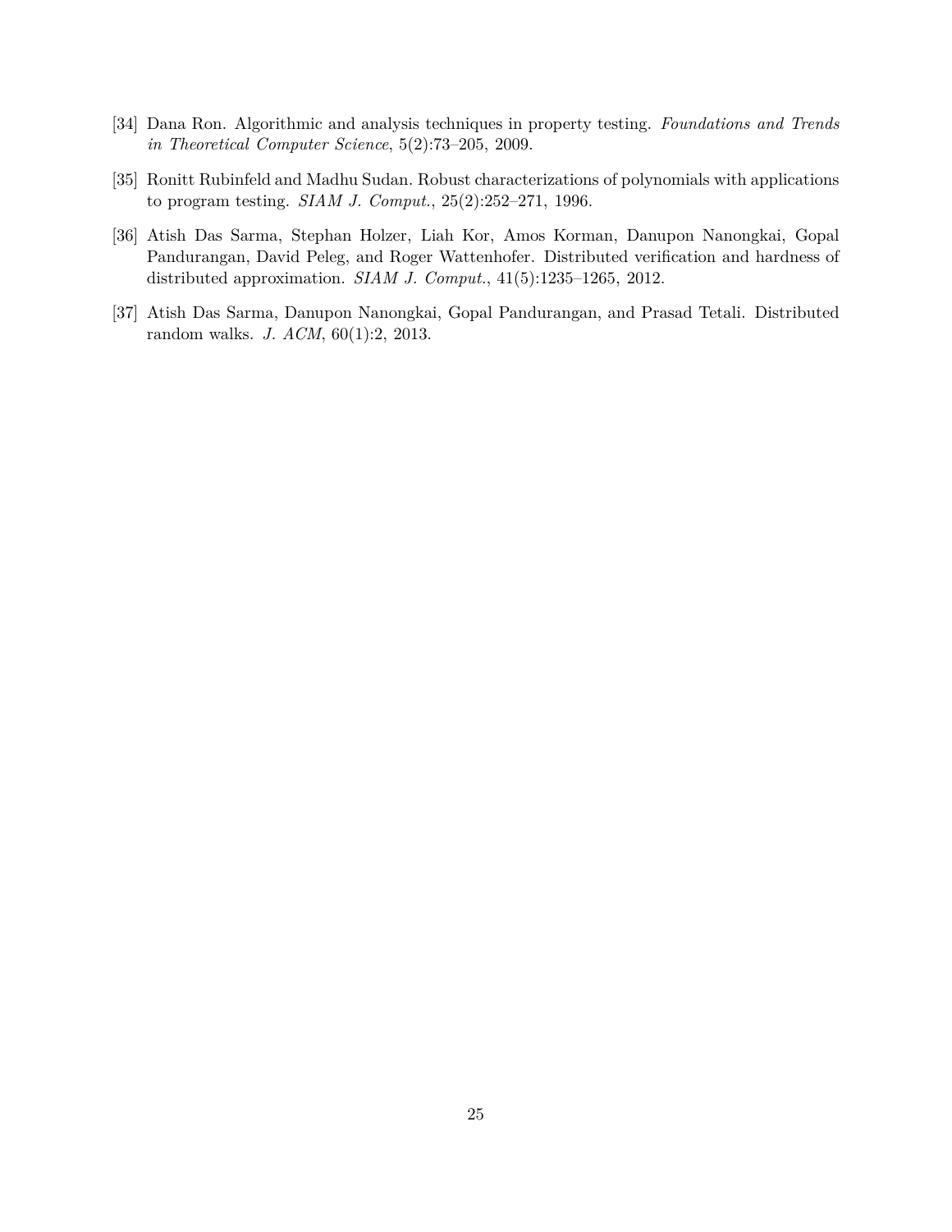[34] Dana Ron. Algorithmic and analysis techniques in property testing. *Foundations and Trends in Theoretical Computer Science*, 5(2):73–205, 2009.

[35] Ronitt Rubinfeld and Madhu Sudan. Robust characterizations of polynomials with applications to program testing. *SIAM J. Comput.*, 25(2):252–271, 1996.

[36] Atish Das Sarma, Stephan Holzer, Liah Kor, Amos Korman, Danupon Nanongkai, Gopal Pandurangan, David Peleg, and Roger Wattenhofer. Distributed verification and hardness of distributed approximation. *SIAM J. Comput.*, 41(5):1235–1265, 2012.

[37] Atish Das Sarma, Danupon Nanongkai, Gopal Pandurangan, and Prasad Tetali. Distributed random walks. *J. ACM*, 60(1):2, 2013.